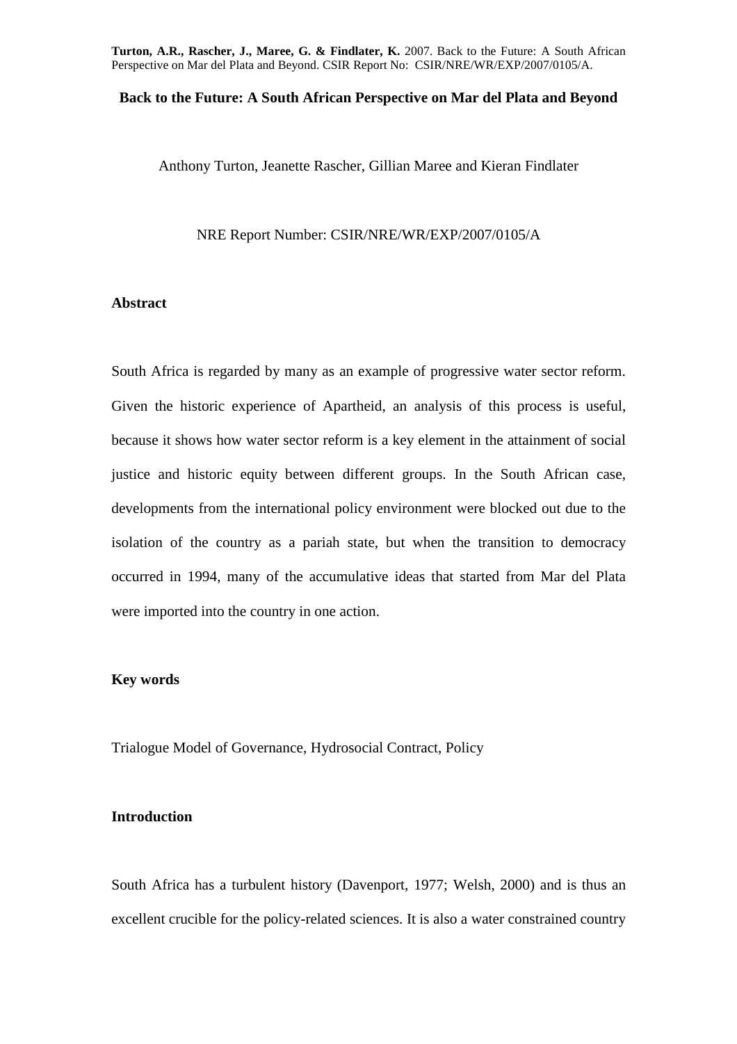# Back to the Future: A South African Perspective on Mar del Plata and Beyond

Anthony Turton, Jeanette Rascher, Gillian Maree and Kieran Findlater

NRE Report Number: CSIR/NRE/WR/EXP/2007/0105/A

## Abstract

South Africa is regarded by many as an example of progressive water sector reform. Given the historic experience of Apartheid, an analysis of this process is useful, because it shows how water sector reform is a key element in the attainment of social justice and historic equity between different groups. In the South African case, developments from the international policy environment were blocked out due to the isolation of the country as a pariah state, but when the transition to democracy occurred in 1994, many of the accumulative ideas that started from Mar del Plata were imported into the country in one action.

## Key words

Trialogue Model of Governance, Hydrosocial Contract, Policy

## Introduction

South Africa has a turbulent history (Davenport, 1977; Welsh, 2000) and is thus an excellent crucible for the policy-related sciences. It is also a water constrained country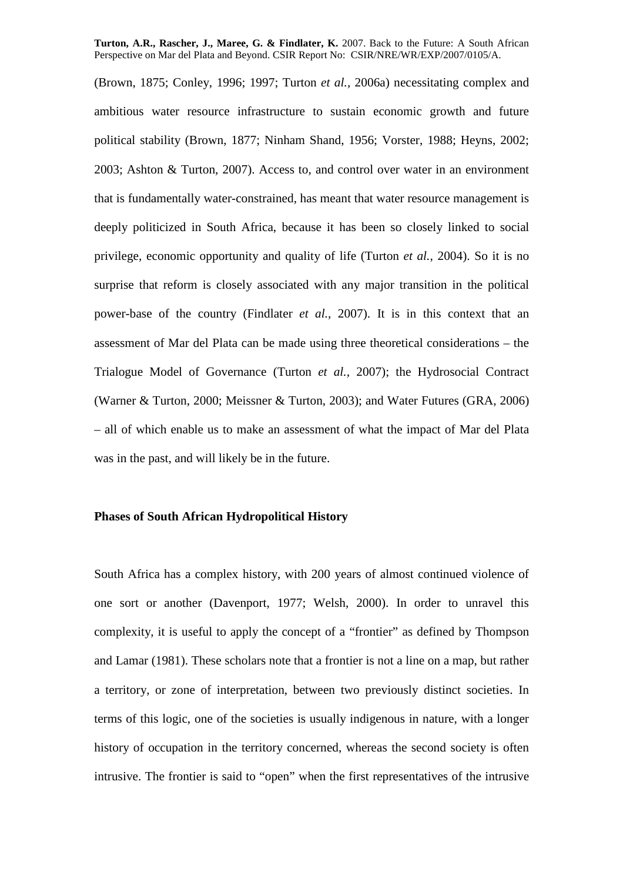(Brown, 1875; Conley, 1996; 1997; Turton *et al.*, 2006a) necessitating complex and ambitious water resource infrastructure to sustain economic growth and future political stability (Brown, 1877; Ninham Shand, 1956; Vorster, 1988; Heyns, 2002; 2003; Ashton & Turton, 2007). Access to, and control over water in an environment that is fundamentally water-constrained, has meant that water resource management is deeply politicized in South Africa, because it has been so closely linked to social privilege, economic opportunity and quality of life (Turton *et al.*, 2004). So it is no surprise that reform is closely associated with any major transition in the political power-base of the country (Findlater *et al.*, 2007). It is in this context that an assessment of Mar del Plata can be made using three theoretical considerations – the Trialogue Model of Governance (Turton *et al.*, 2007); the Hydrosocial Contract (Warner & Turton, 2000; Meissner & Turton, 2003); and Water Futures (GRA, 2006) – all of which enable us to make an assessment of what the impact of Mar del Plata was in the past, and will likely be in the future.

## Phases of South African Hydropolitical History

South Africa has a complex history, with 200 years of almost continued violence of one sort or another (Davenport, 1977; Welsh, 2000). In order to unravel this complexity, it is useful to apply the concept of a "frontier" as defined by Thompson and Lamar (1981). These scholars note that a frontier is not a line on a map, but rather a territory, or zone of interpretation, between two previously distinct societies. In terms of this logic, one of the societies is usually indigenous in nature, with a longer history of occupation in the territory concerned, whereas the second society is often intrusive. The frontier is said to "open" when the first representatives of the intrusive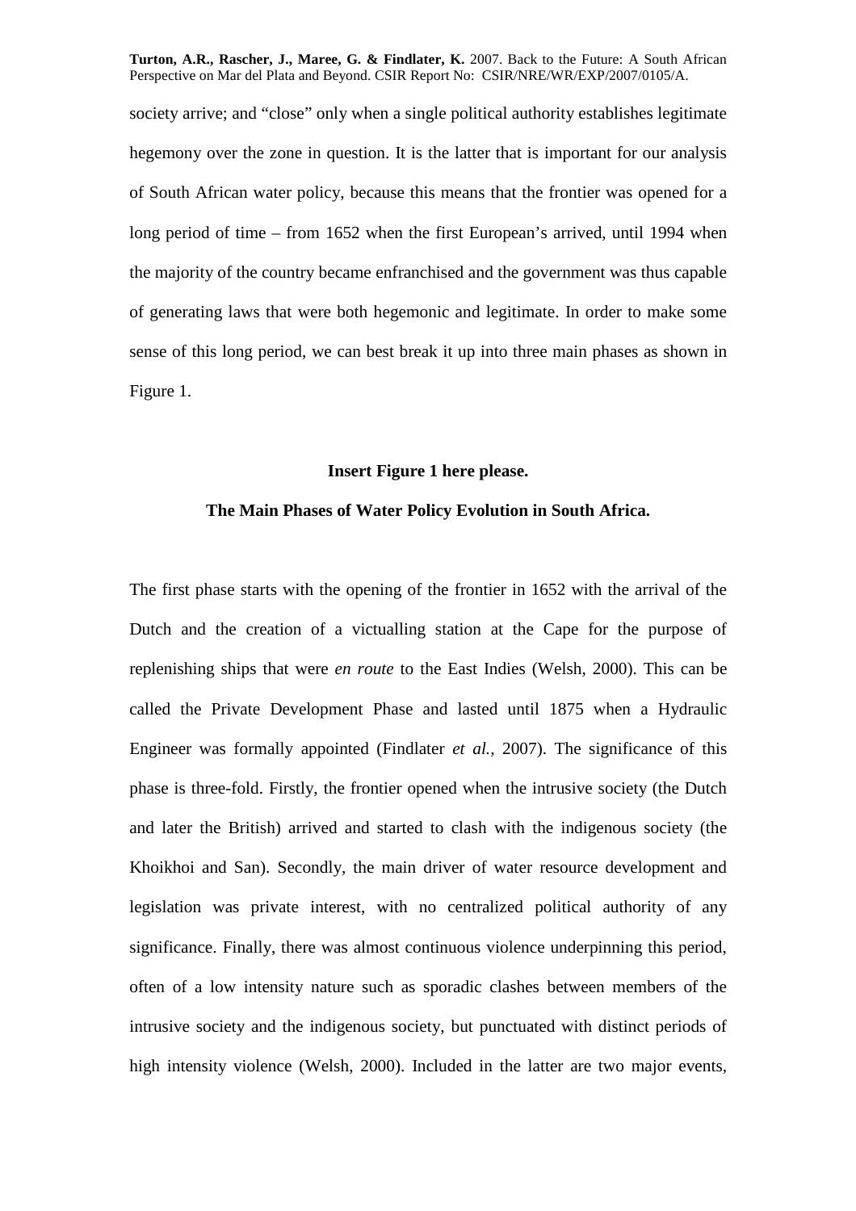society arrive; and "close" only when a single political authority establishes legitimate hegemony over the zone in question. It is the latter that is important for our analysis of South African water policy, because this means that the frontier was opened for a long period of time – from 1652 when the first European's arrived, until 1994 when the majority of the country became enfranchised and the government was thus capable of generating laws that were both hegemonic and legitimate. In order to make some sense of this long period, we can best break it up into three main phases as shown in Figure 1.

**Insert Figure 1 here please.**

**The Main Phases of Water Policy Evolution in South Africa.**

The first phase starts with the opening of the frontier in 1652 with the arrival of the Dutch and the creation of a victualling station at the Cape for the purpose of replenishing ships that were *en route* to the East Indies (Welsh, 2000). This can be called the Private Development Phase and lasted until 1875 when a Hydraulic Engineer was formally appointed (Findlater *et al.,* 2007). The significance of this phase is three-fold. Firstly, the frontier opened when the intrusive society (the Dutch and later the British) arrived and started to clash with the indigenous society (the Khoikhoi and San). Secondly, the main driver of water resource development and legislation was private interest, with no centralized political authority of any significance. Finally, there was almost continuous violence underpinning this period, often of a low intensity nature such as sporadic clashes between members of the intrusive society and the indigenous society, but punctuated with distinct periods of high intensity violence (Welsh, 2000). Included in the latter are two major events,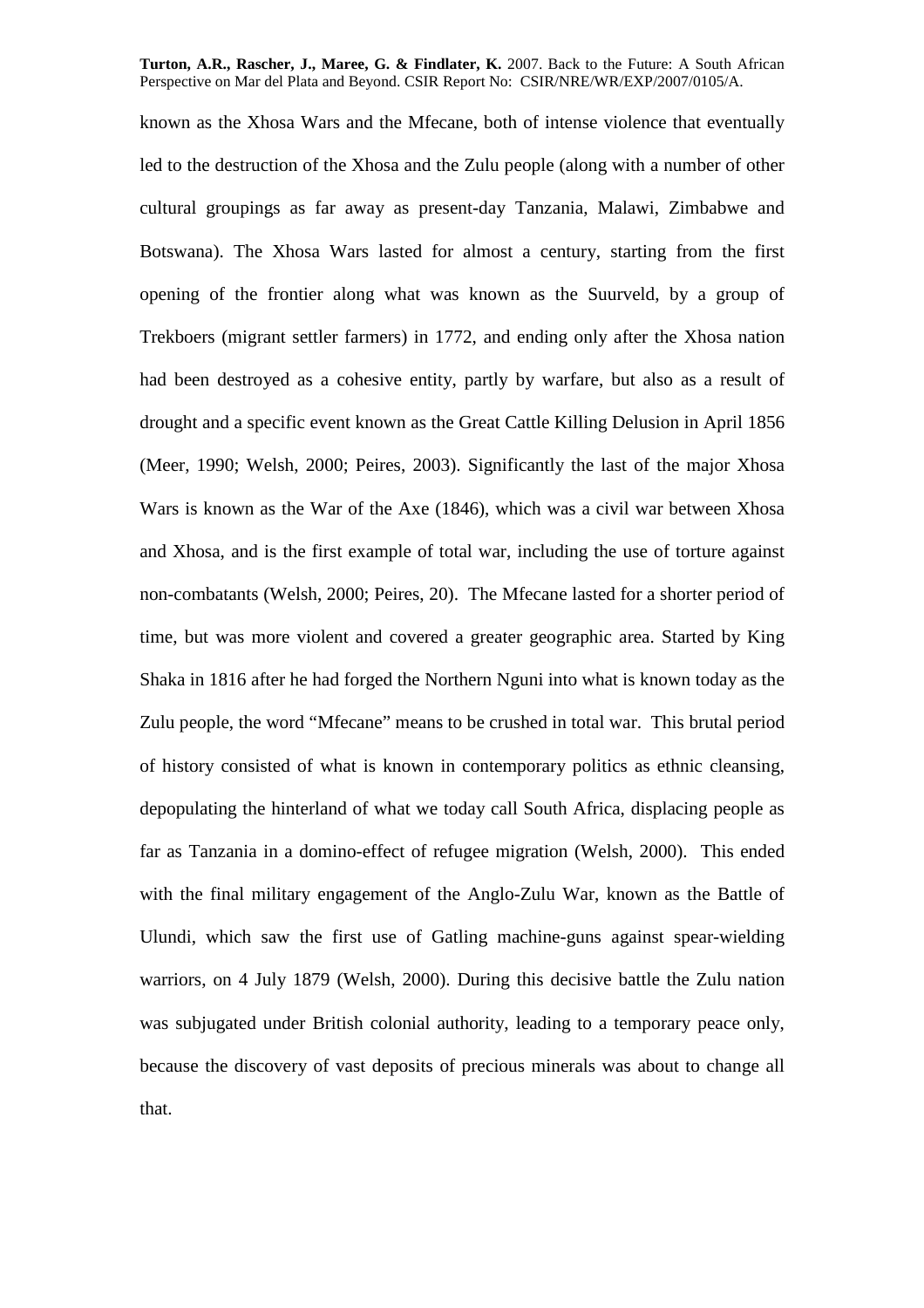known as the Xhosa Wars and the Mfecane, both of intense violence that eventually led to the destruction of the Xhosa and the Zulu people (along with a number of other cultural groupings as far away as present-day Tanzania, Malawi, Zimbabwe and Botswana). The Xhosa Wars lasted for almost a century, starting from the first opening of the frontier along what was known as the Suurveld, by a group of Trekboers (migrant settler farmers) in 1772, and ending only after the Xhosa nation had been destroyed as a cohesive entity, partly by warfare, but also as a result of drought and a specific event known as the Great Cattle Killing Delusion in April 1856 (Meer, 1990; Welsh, 2000; Peires, 2003). Significantly the last of the major Xhosa Wars is known as the War of the Axe (1846), which was a civil war between Xhosa and Xhosa, and is the first example of total war, including the use of torture against non-combatants (Welsh, 2000; Peires, 20). The Mfecane lasted for a shorter period of time, but was more violent and covered a greater geographic area. Started by King Shaka in 1816 after he had forged the Northern Nguni into what is known today as the Zulu people, the word "Mfecane" means to be crushed in total war. This brutal period of history consisted of what is known in contemporary politics as ethnic cleansing, depopulating the hinterland of what we today call South Africa, displacing people as far as Tanzania in a domino-effect of refugee migration (Welsh, 2000). This ended with the final military engagement of the Anglo-Zulu War, known as the Battle of Ulundi, which saw the first use of Gatling machine-guns against spear-wielding warriors, on 4 July 1879 (Welsh, 2000). During this decisive battle the Zulu nation was subjugated under British colonial authority, leading to a temporary peace only, because the discovery of vast deposits of precious minerals was about to change all that.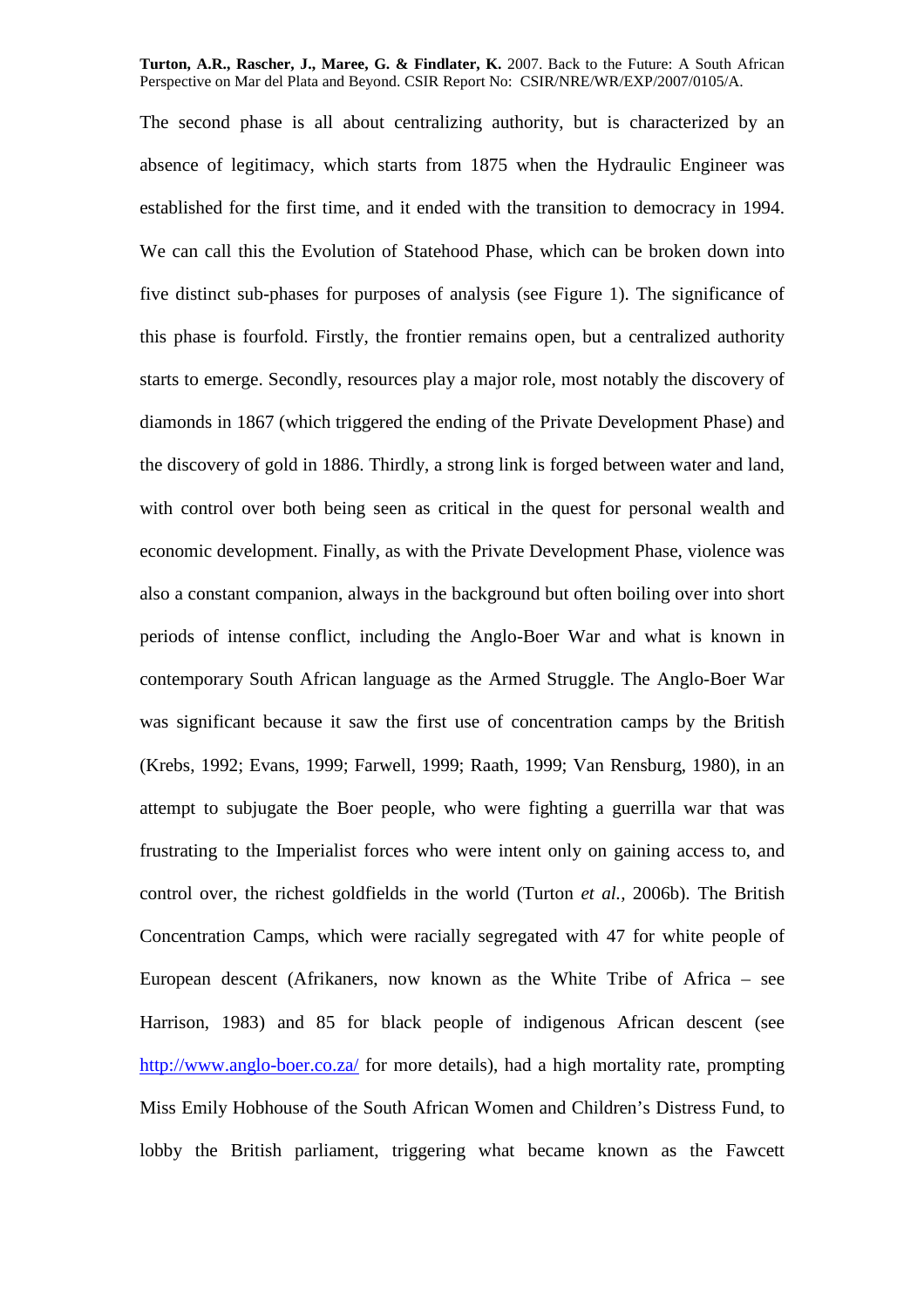The second phase is all about centralizing authority, but is characterized by an absence of legitimacy, which starts from 1875 when the Hydraulic Engineer was established for the first time, and it ended with the transition to democracy in 1994. We can call this the Evolution of Statehood Phase, which can be broken down into five distinct sub-phases for purposes of analysis (see Figure 1). The significance of this phase is fourfold. Firstly, the frontier remains open, but a centralized authority starts to emerge. Secondly, resources play a major role, most notably the discovery of diamonds in 1867 (which triggered the ending of the Private Development Phase) and the discovery of gold in 1886. Thirdly, a strong link is forged between water and land, with control over both being seen as critical in the quest for personal wealth and economic development. Finally, as with the Private Development Phase, violence was also a constant companion, always in the background but often boiling over into short periods of intense conflict, including the Anglo-Boer War and what is known in contemporary South African language as the Armed Struggle. The Anglo-Boer War was significant because it saw the first use of concentration camps by the British (Krebs, 1992; Evans, 1999; Farwell, 1999; Raath, 1999; Van Rensburg, 1980), in an attempt to subjugate the Boer people, who were fighting a guerrilla war that was frustrating to the Imperialist forces who were intent only on gaining access to, and control over, the richest goldfields in the world (Turton *et al.*, 2006b). The British Concentration Camps, which were racially segregated with 47 for white people of European descent (Afrikaners, now known as the White Tribe of Africa – see Harrison, 1983) and 85 for black people of indigenous African descent (see http://www.anglo-boer.co.za/ for more details), had a high mortality rate, prompting Miss Emily Hobhouse of the South African Women and Children's Distress Fund, to lobby the British parliament, triggering what became known as the Fawcett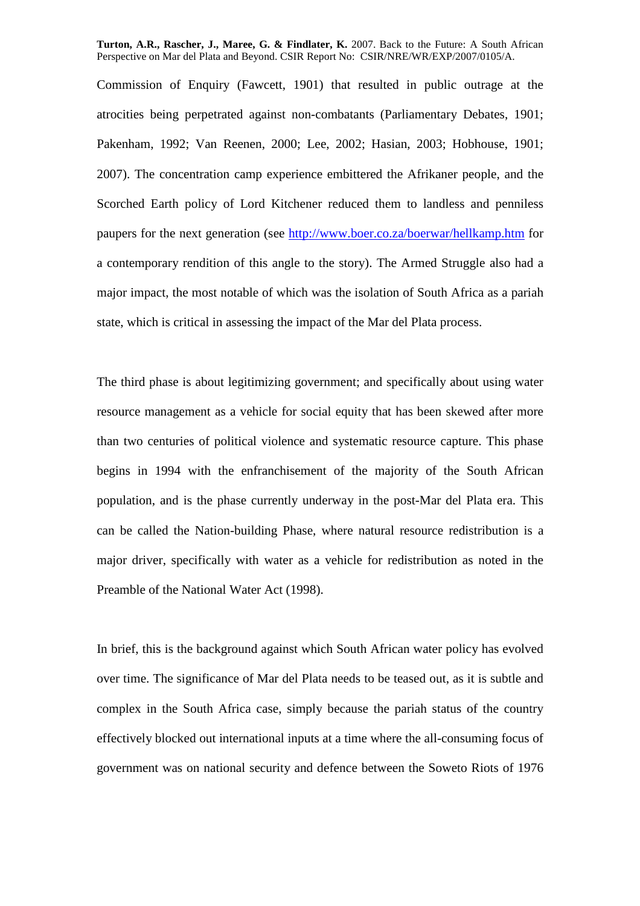Commission of Enquiry (Fawcett, 1901) that resulted in public outrage at the atrocities being perpetrated against non-combatants (Parliamentary Debates, 1901; Pakenham, 1992; Van Reenen, 2000; Lee, 2002; Hasian, 2003; Hobhouse, 1901; 2007). The concentration camp experience embittered the Afrikaner people, and the Scorched Earth policy of Lord Kitchener reduced them to landless and penniless paupers for the next generation (see http://www.boer.co.za/boerwar/hellkamp.htm for a contemporary rendition of this angle to the story). The Armed Struggle also had a major impact, the most notable of which was the isolation of South Africa as a pariah state, which is critical in assessing the impact of the Mar del Plata process.

The third phase is about legitimizing government; and specifically about using water resource management as a vehicle for social equity that has been skewed after more than two centuries of political violence and systematic resource capture. This phase begins in 1994 with the enfranchisement of the majority of the South African population, and is the phase currently underway in the post-Mar del Plata era. This can be called the Nation-building Phase, where natural resource redistribution is a major driver, specifically with water as a vehicle for redistribution as noted in the Preamble of the National Water Act (1998).

In brief, this is the background against which South African water policy has evolved over time. The significance of Mar del Plata needs to be teased out, as it is subtle and complex in the South Africa case, simply because the pariah status of the country effectively blocked out international inputs at a time where the all-consuming focus of government was on national security and defence between the Soweto Riots of 1976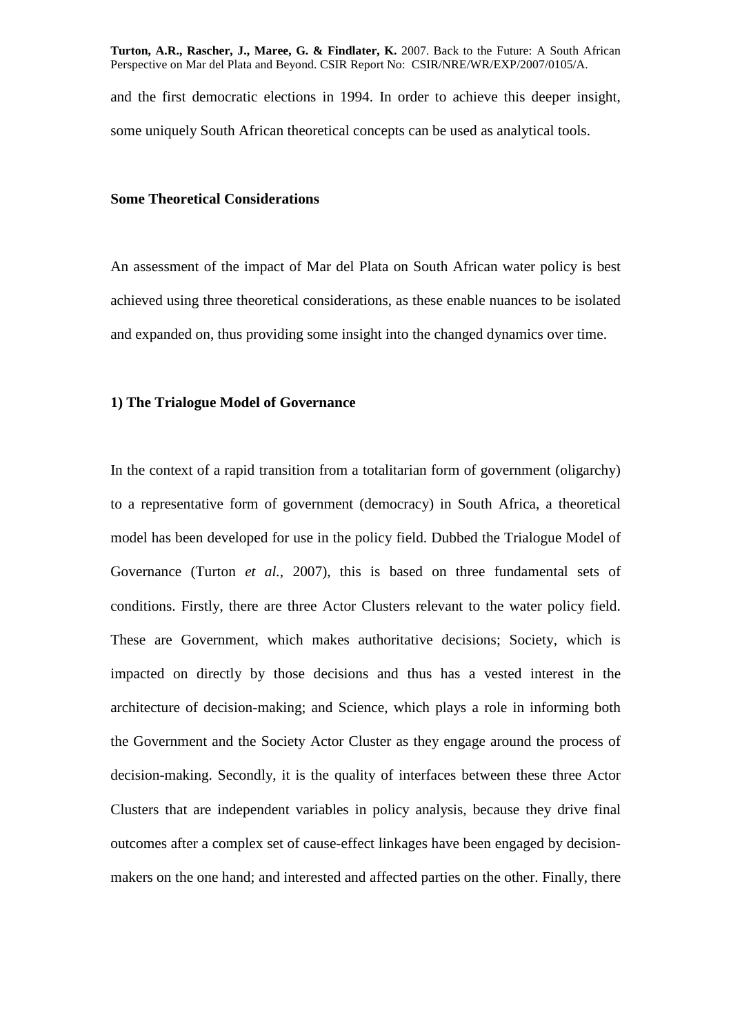and the first democratic elections in 1994. In order to achieve this deeper insight, some uniquely South African theoretical concepts can be used as analytical tools.

## Some Theoretical Considerations

An assessment of the impact of Mar del Plata on South African water policy is best achieved using three theoretical considerations, as these enable nuances to be isolated and expanded on, thus providing some insight into the changed dynamics over time.

### 1) The Trialogue Model of Governance

In the context of a rapid transition from a totalitarian form of government (oligarchy) to a representative form of government (democracy) in South Africa, a theoretical model has been developed for use in the policy field. Dubbed the Trialogue Model of Governance (Turton *et al.,* 2007), this is based on three fundamental sets of conditions. Firstly, there are three Actor Clusters relevant to the water policy field. These are Government, which makes authoritative decisions; Society, which is impacted on directly by those decisions and thus has a vested interest in the architecture of decision-making; and Science, which plays a role in informing both the Government and the Society Actor Cluster as they engage around the process of decision-making. Secondly, it is the quality of interfaces between these three Actor Clusters that are independent variables in policy analysis, because they drive final outcomes after a complex set of cause-effect linkages have been engaged by decision-makers on the one hand; and interested and affected parties on the other. Finally, there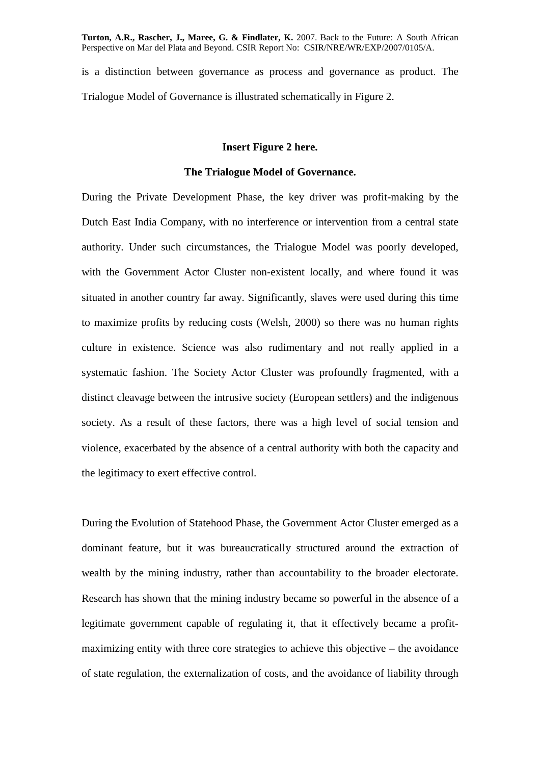is a distinction between governance as process and governance as product. The Trialogue Model of Governance is illustrated schematically in Figure 2.

**Insert Figure 2 here.**

**The Trialogue Model of Governance.**

During the Private Development Phase, the key driver was profit-making by the Dutch East India Company, with no interference or intervention from a central state authority. Under such circumstances, the Trialogue Model was poorly developed, with the Government Actor Cluster non-existent locally, and where found it was situated in another country far away. Significantly, slaves were used during this time to maximize profits by reducing costs (Welsh, 2000) so there was no human rights culture in existence. Science was also rudimentary and not really applied in a systematic fashion. The Society Actor Cluster was profoundly fragmented, with a distinct cleavage between the intrusive society (European settlers) and the indigenous society. As a result of these factors, there was a high level of social tension and violence, exacerbated by the absence of a central authority with both the capacity and the legitimacy to exert effective control.

During the Evolution of Statehood Phase, the Government Actor Cluster emerged as a dominant feature, but it was bureaucratically structured around the extraction of wealth by the mining industry, rather than accountability to the broader electorate. Research has shown that the mining industry became so powerful in the absence of a legitimate government capable of regulating it, that it effectively became a profit-maximizing entity with three core strategies to achieve this objective – the avoidance of state regulation, the externalization of costs, and the avoidance of liability through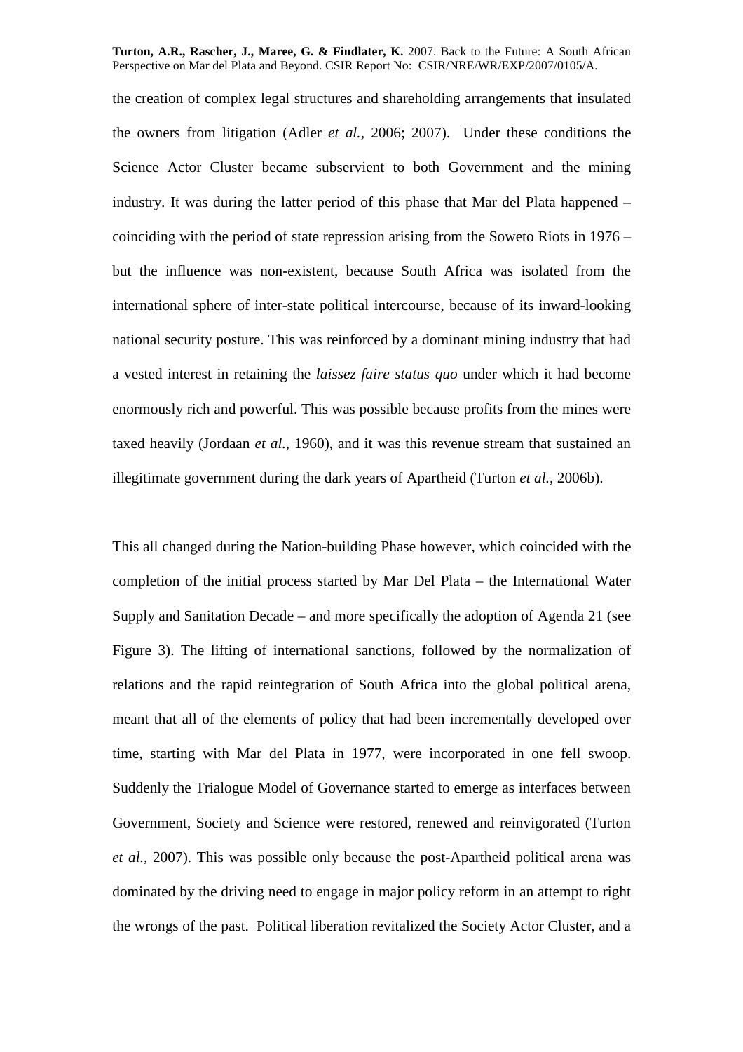the creation of complex legal structures and shareholding arrangements that insulated the owners from litigation (Adler *et al.*, 2006; 2007). Under these conditions the Science Actor Cluster became subservient to both Government and the mining industry. It was during the latter period of this phase that Mar del Plata happened – coinciding with the period of state repression arising from the Soweto Riots in 1976 – but the influence was non-existent, because South Africa was isolated from the international sphere of inter-state political intercourse, because of its inward-looking national security posture. This was reinforced by a dominant mining industry that had a vested interest in retaining the *laissez faire status quo* under which it had become enormously rich and powerful. This was possible because profits from the mines were taxed heavily (Jordaan *et al.*, 1960), and it was this revenue stream that sustained an illegitimate government during the dark years of Apartheid (Turton *et al.*, 2006b).

This all changed during the Nation-building Phase however, which coincided with the completion of the initial process started by Mar Del Plata – the International Water Supply and Sanitation Decade – and more specifically the adoption of Agenda 21 (see Figure 3). The lifting of international sanctions, followed by the normalization of relations and the rapid reintegration of South Africa into the global political arena, meant that all of the elements of policy that had been incrementally developed over time, starting with Mar del Plata in 1977, were incorporated in one fell swoop. Suddenly the Trialogue Model of Governance started to emerge as interfaces between Government, Society and Science were restored, renewed and reinvigorated (Turton *et al.*, 2007). This was possible only because the post-Apartheid political arena was dominated by the driving need to engage in major policy reform in an attempt to right the wrongs of the past. Political liberation revitalized the Society Actor Cluster, and a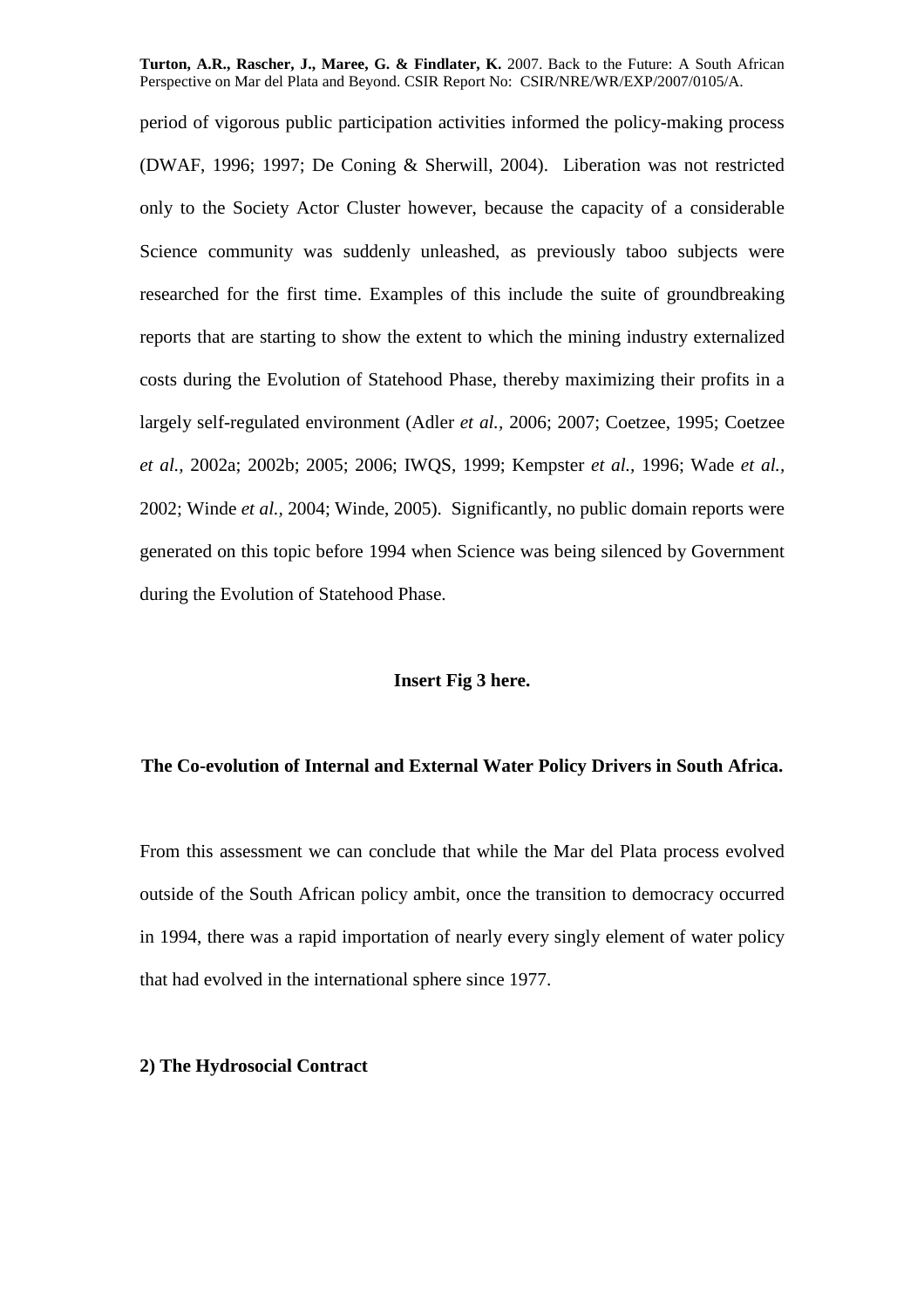period of vigorous public participation activities informed the policy-making process (DWAF, 1996; 1997; De Coning & Sherwill, 2004). Liberation was not restricted only to the Society Actor Cluster however, because the capacity of a considerable Science community was suddenly unleashed, as previously taboo subjects were researched for the first time. Examples of this include the suite of groundbreaking reports that are starting to show the extent to which the mining industry externalized costs during the Evolution of Statehood Phase, thereby maximizing their profits in a largely self-regulated environment (Adler *et al.*, 2006; 2007; Coetzee, 1995; Coetzee *et al.*, 2002a; 2002b; 2005; 2006; IWQS, 1999; Kempster *et al.*, 1996; Wade *et al.*, 2002; Winde *et al.*, 2004; Winde, 2005). Significantly, no public domain reports were generated on this topic before 1994 when Science was being silenced by Government during the Evolution of Statehood Phase.

**Insert Fig 3 here.**

**The Co-evolution of Internal and External Water Policy Drivers in South Africa.**

From this assessment we can conclude that while the Mar del Plata process evolved outside of the South African policy ambit, once the transition to democracy occurred in 1994, there was a rapid importation of nearly every singly element of water policy that had evolved in the international sphere since 1977.

**2) The Hydrosocial Contract**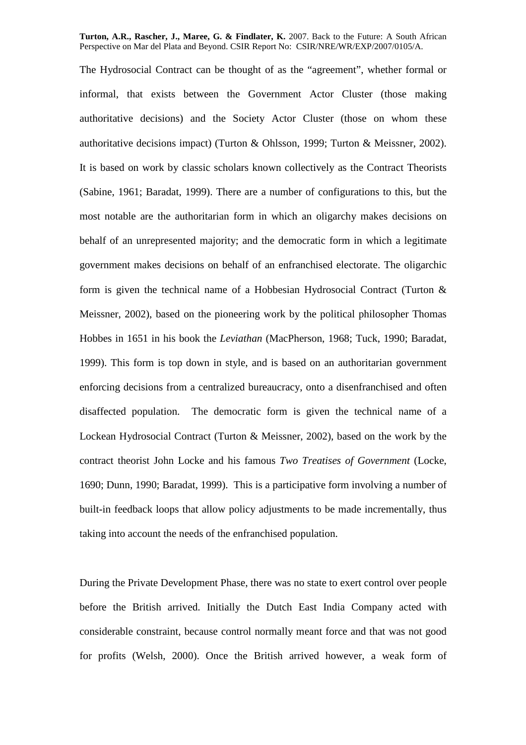The Hydrosocial Contract can be thought of as the "agreement", whether formal or informal, that exists between the Government Actor Cluster (those making authoritative decisions) and the Society Actor Cluster (those on whom these authoritative decisions impact) (Turton & Ohlsson, 1999; Turton & Meissner, 2002). It is based on work by classic scholars known collectively as the Contract Theorists (Sabine, 1961; Baradat, 1999). There are a number of configurations to this, but the most notable are the authoritarian form in which an oligarchy makes decisions on behalf of an unrepresented majority; and the democratic form in which a legitimate government makes decisions on behalf of an enfranchised electorate. The oligarchic form is given the technical name of a Hobbesian Hydrosocial Contract (Turton & Meissner, 2002), based on the pioneering work by the political philosopher Thomas Hobbes in 1651 in his book the *Leviathan* (MacPherson, 1968; Tuck, 1990; Baradat, 1999). This form is top down in style, and is based on an authoritarian government enforcing decisions from a centralized bureaucracy, onto a disenfranchised and often disaffected population. The democratic form is given the technical name of a Lockean Hydrosocial Contract (Turton & Meissner, 2002), based on the work by the contract theorist John Locke and his famous *Two Treatises of Government* (Locke, 1690; Dunn, 1990; Baradat, 1999). This is a participative form involving a number of built-in feedback loops that allow policy adjustments to be made incrementally, thus taking into account the needs of the enfranchised population.

During the Private Development Phase, there was no state to exert control over people before the British arrived. Initially the Dutch East India Company acted with considerable constraint, because control normally meant force and that was not good for profits (Welsh, 2000). Once the British arrived however, a weak form of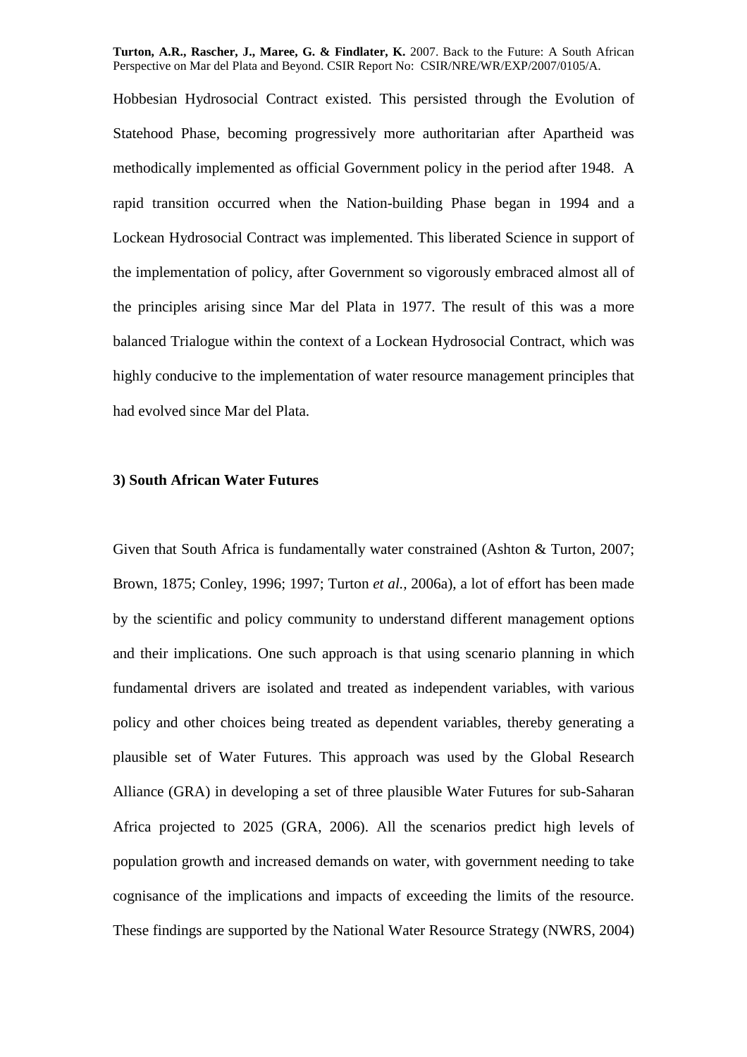Hobbesian Hydrosocial Contract existed. This persisted through the Evolution of Statehood Phase, becoming progressively more authoritarian after Apartheid was methodically implemented as official Government policy in the period after 1948. A rapid transition occurred when the Nation-building Phase began in 1994 and a Lockean Hydrosocial Contract was implemented. This liberated Science in support of the implementation of policy, after Government so vigorously embraced almost all of the principles arising since Mar del Plata in 1977. The result of this was a more balanced Trialogue within the context of a Lockean Hydrosocial Contract, which was highly conducive to the implementation of water resource management principles that had evolved since Mar del Plata.

### 3) South African Water Futures

Given that South Africa is fundamentally water constrained (Ashton & Turton, 2007; Brown, 1875; Conley, 1996; 1997; Turton *et al.*, 2006a), a lot of effort has been made by the scientific and policy community to understand different management options and their implications. One such approach is that using scenario planning in which fundamental drivers are isolated and treated as independent variables, with various policy and other choices being treated as dependent variables, thereby generating a plausible set of Water Futures. This approach was used by the Global Research Alliance (GRA) in developing a set of three plausible Water Futures for sub-Saharan Africa projected to 2025 (GRA, 2006). All the scenarios predict high levels of population growth and increased demands on water, with government needing to take cognisance of the implications and impacts of exceeding the limits of the resource. These findings are supported by the National Water Resource Strategy (NWRS, 2004)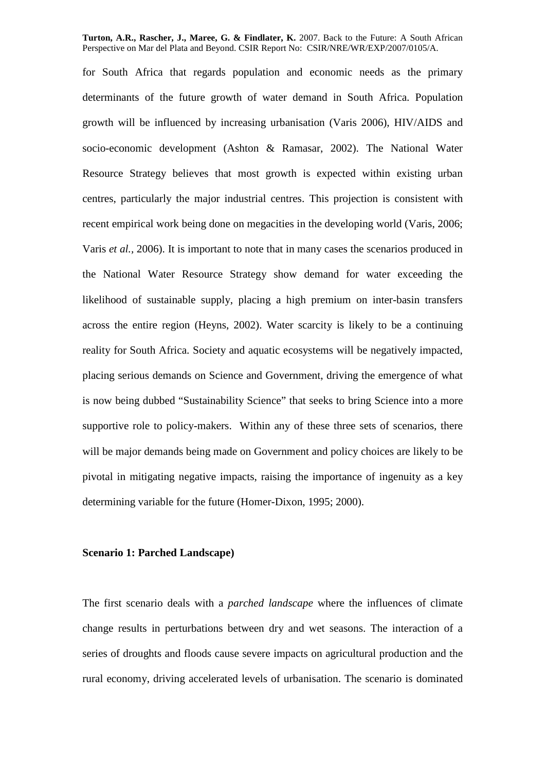for South Africa that regards population and economic needs as the primary determinants of the future growth of water demand in South Africa. Population growth will be influenced by increasing urbanisation (Varis 2006), HIV/AIDS and socio-economic development (Ashton & Ramasar, 2002). The National Water Resource Strategy believes that most growth is expected within existing urban centres, particularly the major industrial centres. This projection is consistent with recent empirical work being done on megacities in the developing world (Varis, 2006; Varis *et al.*, 2006). It is important to note that in many cases the scenarios produced in the National Water Resource Strategy show demand for water exceeding the likelihood of sustainable supply, placing a high premium on inter-basin transfers across the entire region (Heyns, 2002). Water scarcity is likely to be a continuing reality for South Africa. Society and aquatic ecosystems will be negatively impacted, placing serious demands on Science and Government, driving the emergence of what is now being dubbed "Sustainability Science" that seeks to bring Science into a more supportive role to policy-makers. Within any of these three sets of scenarios, there will be major demands being made on Government and policy choices are likely to be pivotal in mitigating negative impacts, raising the importance of ingenuity as a key determining variable for the future (Homer-Dixon, 1995; 2000).

**Scenario 1: Parched Landscape)**

The first scenario deals with a *parched landscape* where the influences of climate change results in perturbations between dry and wet seasons. The interaction of a series of droughts and floods cause severe impacts on agricultural production and the rural economy, driving accelerated levels of urbanisation. The scenario is dominated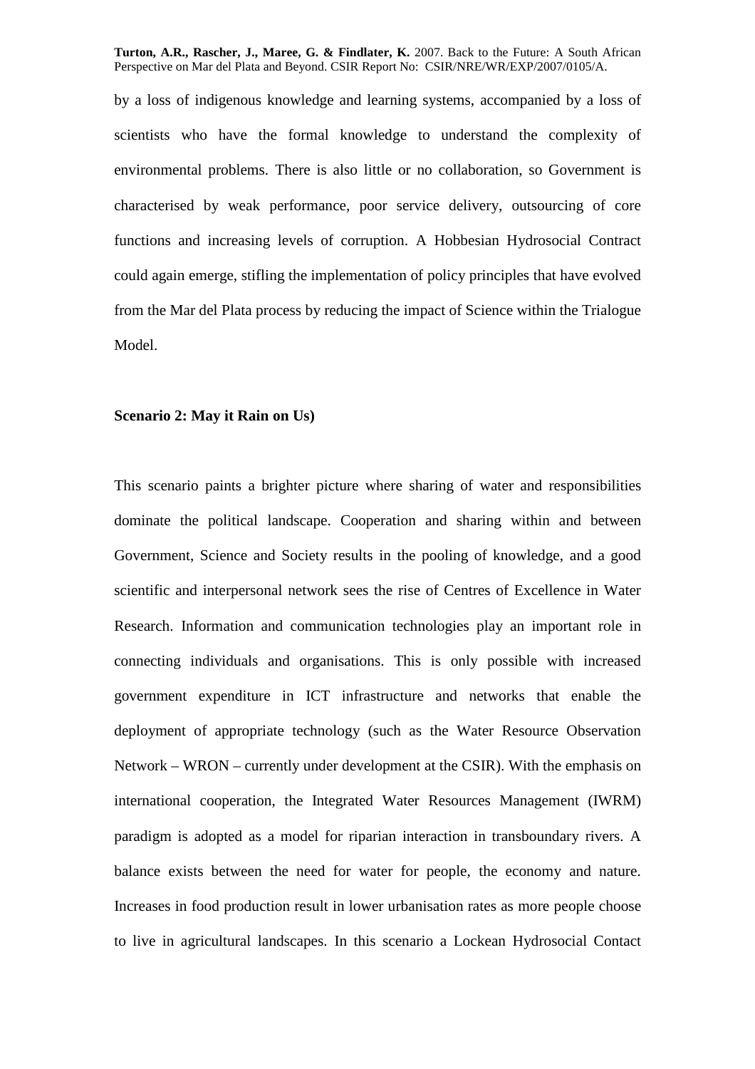by a loss of indigenous knowledge and learning systems, accompanied by a loss of scientists who have the formal knowledge to understand the complexity of environmental problems. There is also little or no collaboration, so Government is characterised by weak performance, poor service delivery, outsourcing of core functions and increasing levels of corruption. A Hobbesian Hydrosocial Contract could again emerge, stifling the implementation of policy principles that have evolved from the Mar del Plata process by reducing the impact of Science within the Trialogue Model.

**Scenario 2: May it Rain on Us)**

This scenario paints a brighter picture where sharing of water and responsibilities dominate the political landscape. Cooperation and sharing within and between Government, Science and Society results in the pooling of knowledge, and a good scientific and interpersonal network sees the rise of Centres of Excellence in Water Research. Information and communication technologies play an important role in connecting individuals and organisations. This is only possible with increased government expenditure in ICT infrastructure and networks that enable the deployment of appropriate technology (such as the Water Resource Observation Network – WRON – currently under development at the CSIR). With the emphasis on international cooperation, the Integrated Water Resources Management (IWRM) paradigm is adopted as a model for riparian interaction in transboundary rivers. A balance exists between the need for water for people, the economy and nature. Increases in food production result in lower urbanisation rates as more people choose to live in agricultural landscapes. In this scenario a Lockean Hydrosocial Contact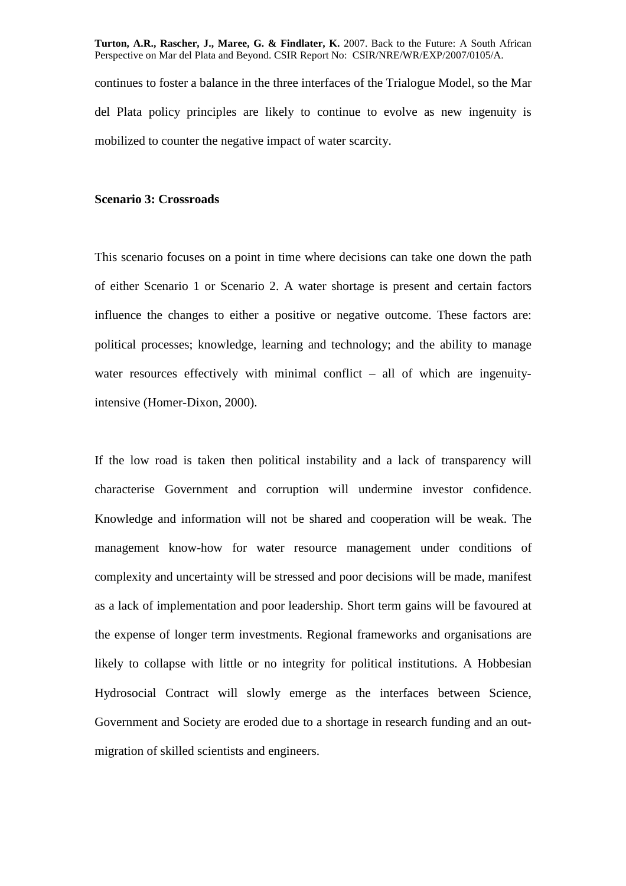continues to foster a balance in the three interfaces of the Trialogue Model, so the Mar del Plata policy principles are likely to continue to evolve as new ingenuity is mobilized to counter the negative impact of water scarcity.

**Scenario 3: Crossroads**

This scenario focuses on a point in time where decisions can take one down the path of either Scenario 1 or Scenario 2. A water shortage is present and certain factors influence the changes to either a positive or negative outcome. These factors are: political processes; knowledge, learning and technology; and the ability to manage water resources effectively with minimal conflict – all of which are ingenuity-intensive (Homer-Dixon, 2000).

If the low road is taken then political instability and a lack of transparency will characterise Government and corruption will undermine investor confidence. Knowledge and information will not be shared and cooperation will be weak. The management know-how for water resource management under conditions of complexity and uncertainty will be stressed and poor decisions will be made, manifest as a lack of implementation and poor leadership. Short term gains will be favoured at the expense of longer term investments. Regional frameworks and organisations are likely to collapse with little or no integrity for political institutions. A Hobbesian Hydrosocial Contract will slowly emerge as the interfaces between Science, Government and Society are eroded due to a shortage in research funding and an out-migration of skilled scientists and engineers.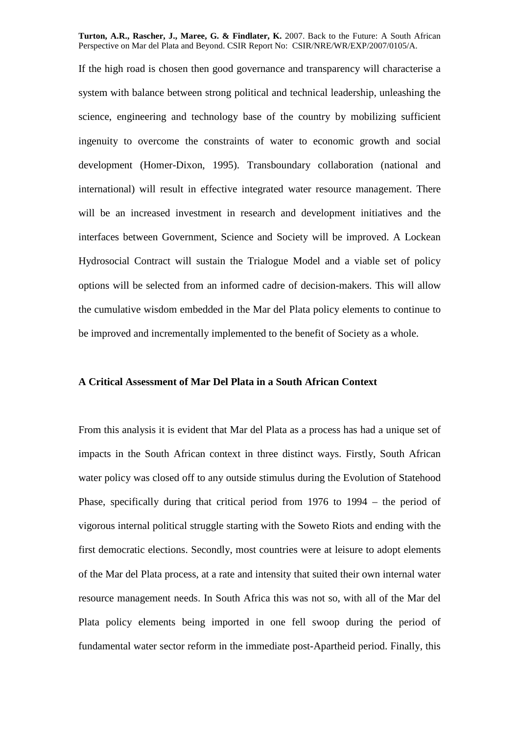If the high road is chosen then good governance and transparency will characterise a system with balance between strong political and technical leadership, unleashing the science, engineering and technology base of the country by mobilizing sufficient ingenuity to overcome the constraints of water to economic growth and social development (Homer-Dixon, 1995). Transboundary collaboration (national and international) will result in effective integrated water resource management. There will be an increased investment in research and development initiatives and the interfaces between Government, Science and Society will be improved. A Lockean Hydrosocial Contract will sustain the Trialogue Model and a viable set of policy options will be selected from an informed cadre of decision-makers. This will allow the cumulative wisdom embedded in the Mar del Plata policy elements to continue to be improved and incrementally implemented to the benefit of Society as a whole.

**A Critical Assessment of Mar Del Plata in a South African Context**

From this analysis it is evident that Mar del Plata as a process has had a unique set of impacts in the South African context in three distinct ways. Firstly, South African water policy was closed off to any outside stimulus during the Evolution of Statehood Phase, specifically during that critical period from 1976 to 1994 – the period of vigorous internal political struggle starting with the Soweto Riots and ending with the first democratic elections. Secondly, most countries were at leisure to adopt elements of the Mar del Plata process, at a rate and intensity that suited their own internal water resource management needs. In South Africa this was not so, with all of the Mar del Plata policy elements being imported in one fell swoop during the period of fundamental water sector reform in the immediate post-Apartheid period. Finally, this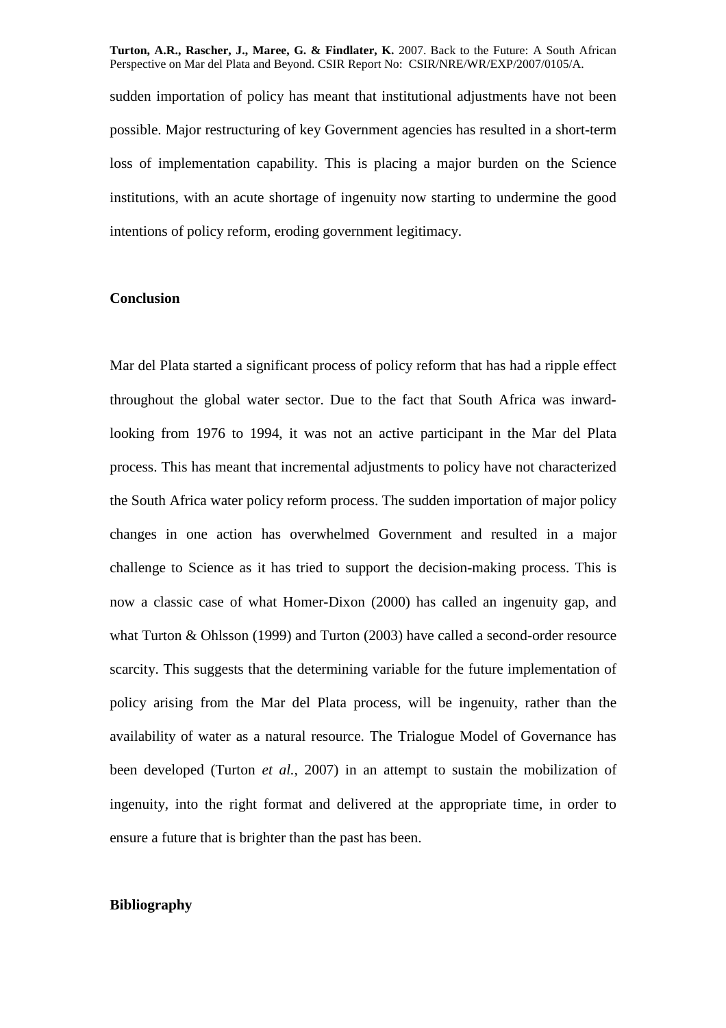sudden importation of policy has meant that institutional adjustments have not been possible. Major restructuring of key Government agencies has resulted in a short-term loss of implementation capability. This is placing a major burden on the Science institutions, with an acute shortage of ingenuity now starting to undermine the good intentions of policy reform, eroding government legitimacy.

## Conclusion

Mar del Plata started a significant process of policy reform that has had a ripple effect throughout the global water sector. Due to the fact that South Africa was inward-looking from 1976 to 1994, it was not an active participant in the Mar del Plata process. This has meant that incremental adjustments to policy have not characterized the South Africa water policy reform process. The sudden importation of major policy changes in one action has overwhelmed Government and resulted in a major challenge to Science as it has tried to support the decision-making process. This is now a classic case of what Homer-Dixon (2000) has called an ingenuity gap, and what Turton & Ohlsson (1999) and Turton (2003) have called a second-order resource scarcity. This suggests that the determining variable for the future implementation of policy arising from the Mar del Plata process, will be ingenuity, rather than the availability of water as a natural resource. The Trialogue Model of Governance has been developed (Turton *et al.*, 2007) in an attempt to sustain the mobilization of ingenuity, into the right format and delivered at the appropriate time, in order to ensure a future that is brighter than the past has been.

## Bibliography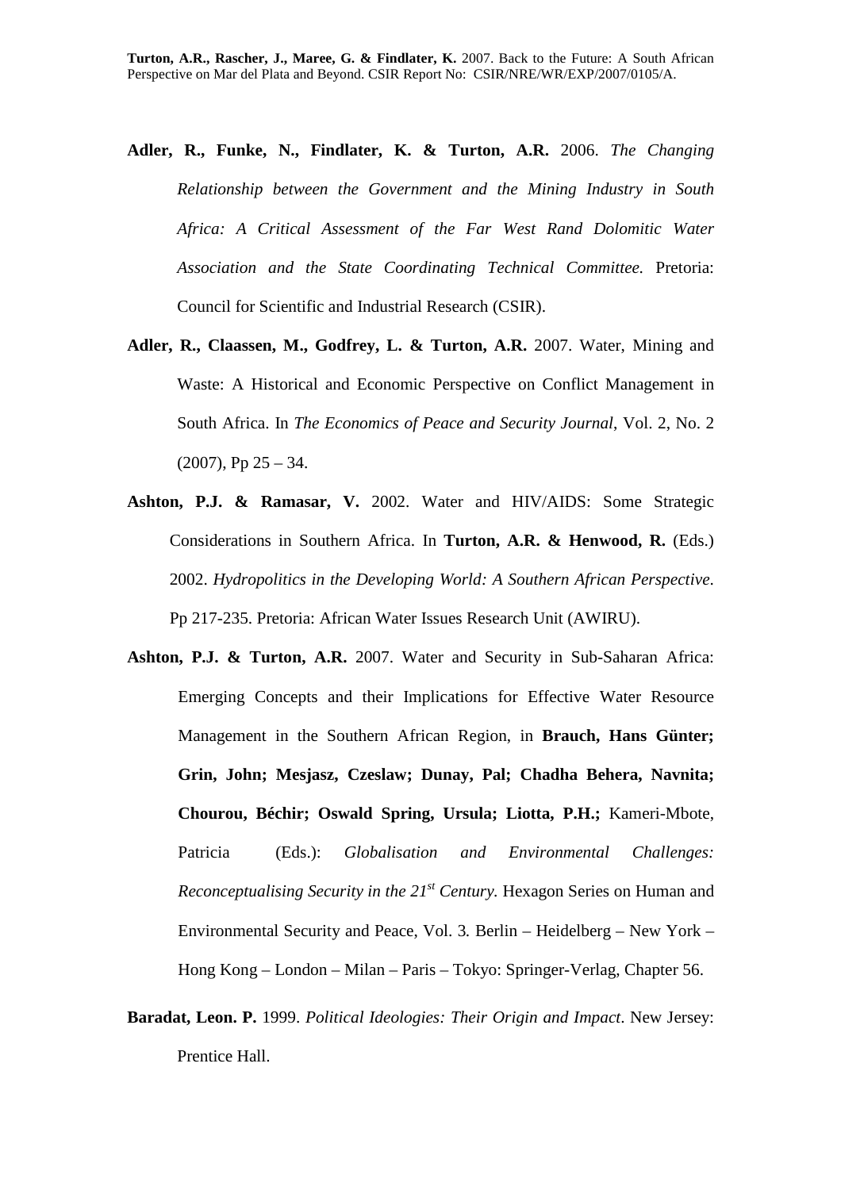**Adler, R., Funke, N., Findlater, K. & Turton, A.R.** 2006. *The Changing Relationship between the Government and the Mining Industry in South Africa: A Critical Assessment of the Far West Rand Dolomitic Water Association and the State Coordinating Technical Committee.* Pretoria: Council for Scientific and Industrial Research (CSIR).

**Adler, R., Claassen, M., Godfrey, L. & Turton, A.R.** 2007. Water, Mining and Waste: A Historical and Economic Perspective on Conflict Management in South Africa. In *The Economics of Peace and Security Journal*, Vol. 2, No. 2 (2007), Pp 25 – 34.

**Ashton, P.J. & Ramasar, V.** 2002. Water and HIV/AIDS: Some Strategic Considerations in Southern Africa. In **Turton, A.R. & Henwood, R.** (Eds.) 2002. *Hydropolitics in the Developing World: A Southern African Perspective*. Pp 217-235. Pretoria: African Water Issues Research Unit (AWIRU).

**Ashton, P.J. & Turton, A.R.** 2007. Water and Security in Sub-Saharan Africa: Emerging Concepts and their Implications for Effective Water Resource Management in the Southern African Region, in **Brauch, Hans Günter; Grin, John; Mesjasz, Czeslaw; Dunay, Pal; Chadha Behera, Navnita; Chourou, Béchir; Oswald Spring, Ursula; Liotta, P.H.;** Kameri-Mbote, Patricia (Eds.): *Globalisation and Environmental Challenges: Reconceptualising Security in the 21st Century.* Hexagon Series on Human and Environmental Security and Peace, Vol. 3*.* Berlin – Heidelberg – New York – Hong Kong – London – Milan – Paris – Tokyo: Springer-Verlag, Chapter 56.

**Baradat, Leon. P.** 1999. *Political Ideologies: Their Origin and Impact*. New Jersey: Prentice Hall.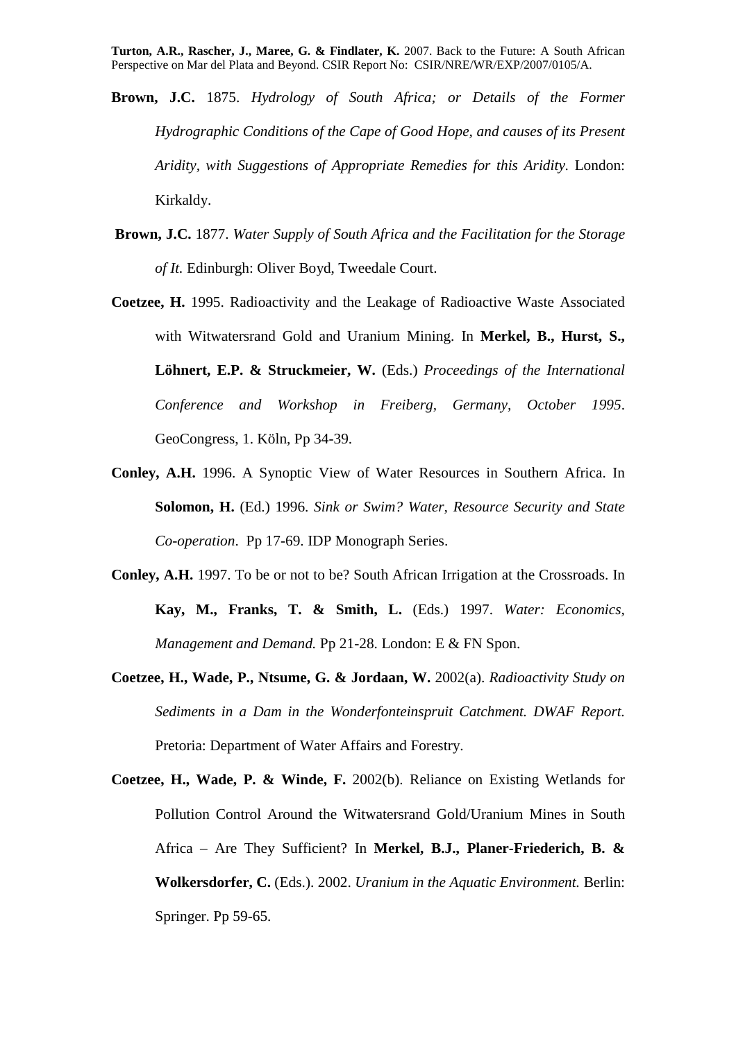**Brown, J.C.** 1875. *Hydrology of South Africa; or Details of the Former Hydrographic Conditions of the Cape of Good Hope, and causes of its Present Aridity, with Suggestions of Appropriate Remedies for this Aridity*. London: Kirkaldy.

**Brown, J.C.** 1877. *Water Supply of South Africa and the Facilitation for the Storage of It.* Edinburgh: Oliver Boyd, Tweedale Court.

**Coetzee, H.** 1995. Radioactivity and the Leakage of Radioactive Waste Associated with Witwatersrand Gold and Uranium Mining. In **Merkel, B., Hurst, S., Löhnert, E.P. & Struckmeier, W.** (Eds.) *Proceedings of the International Conference and Workshop in Freiberg, Germany, October 1995*. GeoCongress, 1. Köln, Pp 34-39.

**Conley, A.H.** 1996. A Synoptic View of Water Resources in Southern Africa. In **Solomon, H.** (Ed.) 1996. *Sink or Swim? Water, Resource Security and State Co-operation*. Pp 17-69. IDP Monograph Series.

**Conley, A.H.** 1997. To be or not to be? South African Irrigation at the Crossroads. In **Kay, M., Franks, T. & Smith, L.** (Eds.) 1997. *Water: Economics, Management and Demand.* Pp 21-28. London: E & FN Spon.

**Coetzee, H., Wade, P., Ntsume, G. & Jordaan, W.** 2002(a). *Radioactivity Study on Sediments in a Dam in the Wonderfonteinspruit Catchment. DWAF Report.* Pretoria: Department of Water Affairs and Forestry.

**Coetzee, H., Wade, P. & Winde, F.** 2002(b). Reliance on Existing Wetlands for Pollution Control Around the Witwatersrand Gold/Uranium Mines in South Africa – Are They Sufficient? In **Merkel, B.J., Planer-Friederich, B. & Wolkersdorfer, C.** (Eds.). 2002. *Uranium in the Aquatic Environment.* Berlin: Springer. Pp 59-65.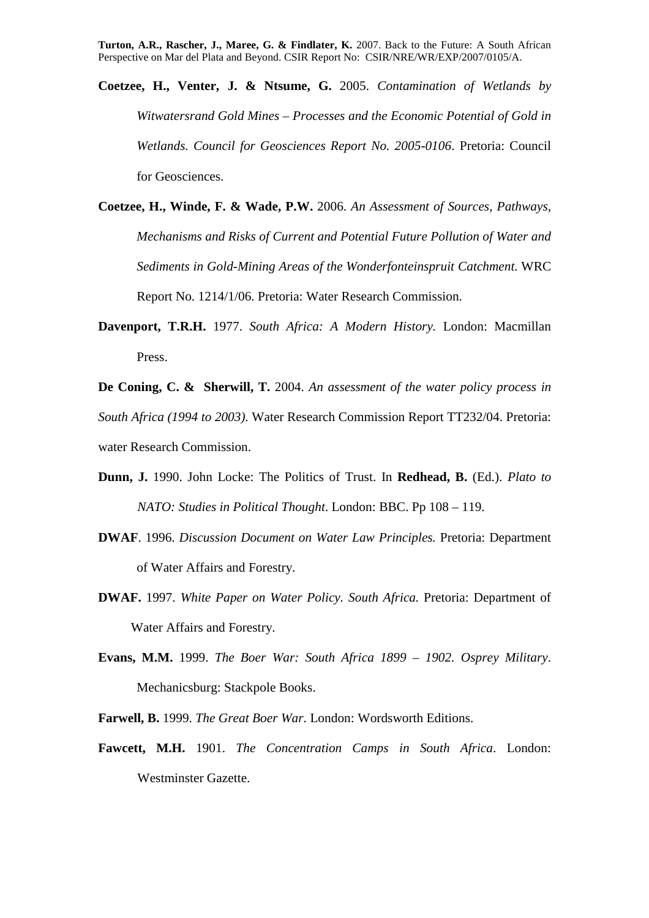**Coetzee, H., Venter, J. & Ntsume, G.** 2005. *Contamination of Wetlands by Witwatersrand Gold Mines – Processes and the Economic Potential of Gold in Wetlands. Council for Geosciences Report No. 2005-0106*. Pretoria: Council for Geosciences.

**Coetzee, H., Winde, F. & Wade, P.W.** 2006. *An Assessment of Sources, Pathways, Mechanisms and Risks of Current and Potential Future Pollution of Water and Sediments in Gold-Mining Areas of the Wonderfonteinspruit Catchment.* WRC Report No. 1214/1/06. Pretoria: Water Research Commission.

**Davenport, T.R.H.** 1977. *South Africa: A Modern History.* London: Macmillan Press.

**De Coning, C. & Sherwill, T.** 2004. *An assessment of the water policy process in South Africa (1994 to 2003)*. Water Research Commission Report TT232/04. Pretoria: water Research Commission.

**Dunn, J.** 1990. John Locke: The Politics of Trust. In **Redhead, B.** (Ed.). *Plato to NATO: Studies in Political Thought*. London: BBC. Pp 108 – 119.

**DWAF**. 1996. *Discussion Document on Water Law Principles.* Pretoria: Department of Water Affairs and Forestry.

**DWAF.** 1997. *White Paper on Water Policy. South Africa.* Pretoria: Department of Water Affairs and Forestry.

**Evans, M.M.** 1999. *The Boer War: South Africa 1899 – 1902. Osprey Military*. Mechanicsburg: Stackpole Books.

**Farwell, B.** 1999. *The Great Boer War*. London: Wordsworth Editions.

**Fawcett, M.H.** 1901. *The Concentration Camps in South Africa*. London: Westminster Gazette.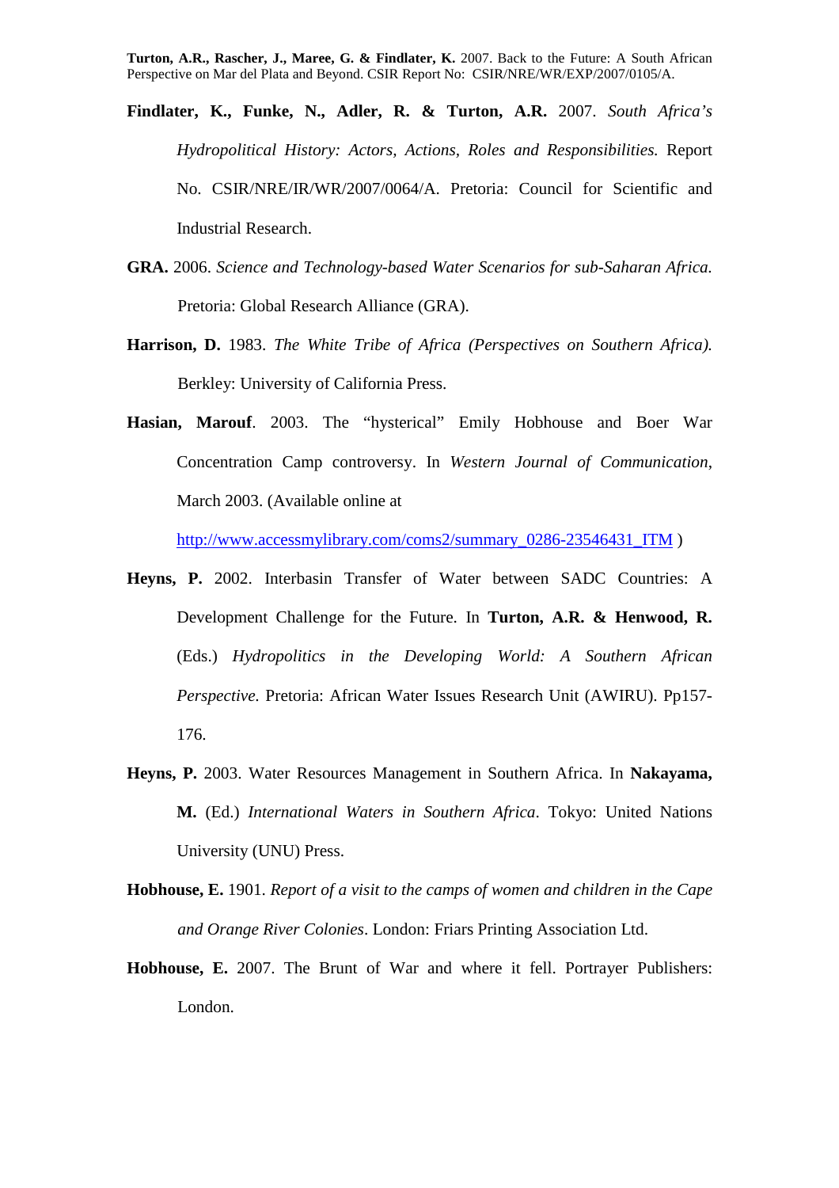**Findlater, K., Funke, N., Adler, R. & Turton, A.R.** 2007. *South Africa's Hydropolitical History: Actors, Actions, Roles and Responsibilities.* Report No. CSIR/NRE/IR/WR/2007/0064/A. Pretoria: Council for Scientific and Industrial Research.

**GRA.** 2006. *Science and Technology-based Water Scenarios for sub-Saharan Africa.* Pretoria: Global Research Alliance (GRA).

**Harrison, D.** 1983. *The White Tribe of Africa (Perspectives on Southern Africa).* Berkley: University of California Press.

**Hasian, Marouf**. 2003. The "hysterical" Emily Hobhouse and Boer War Concentration Camp controversy. In *Western Journal of Communication*, March 2003. (Available online at http://www.accessmylibrary.com/coms2/summary_0286-23546431_ITM )

**Heyns, P.** 2002. Interbasin Transfer of Water between SADC Countries: A Development Challenge for the Future. In **Turton, A.R. & Henwood, R.** (Eds.) *Hydropolitics in the Developing World: A Southern African Perspective.* Pretoria: African Water Issues Research Unit (AWIRU). Pp157-176.

**Heyns, P.** 2003. Water Resources Management in Southern Africa. In **Nakayama, M.** (Ed.) *International Waters in Southern Africa*. Tokyo: United Nations University (UNU) Press.

**Hobhouse, E.** 1901. *Report of a visit to the camps of women and children in the Cape and Orange River Colonies*. London: Friars Printing Association Ltd.

**Hobhouse, E.** 2007. The Brunt of War and where it fell. Portrayer Publishers: London.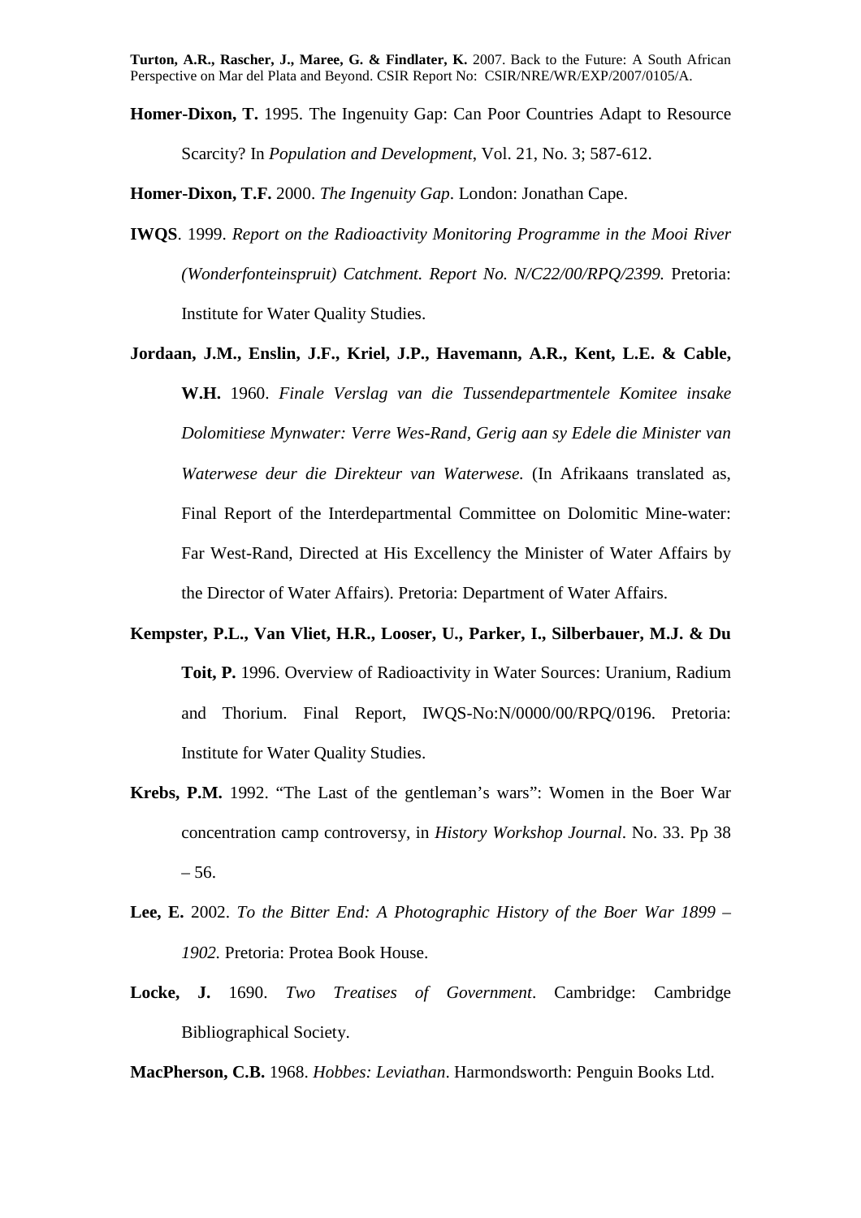**Homer-Dixon, T.** 1995. The Ingenuity Gap: Can Poor Countries Adapt to Resource Scarcity? In *Population and Development*, Vol. 21, No. 3; 587-612.

**Homer-Dixon, T.F.** 2000. *The Ingenuity Gap*. London: Jonathan Cape.

**IWQS**. 1999. *Report on the Radioactivity Monitoring Programme in the Mooi River (Wonderfonteinspruit) Catchment. Report No. N/C22/00/RPQ/2399.* Pretoria: Institute for Water Quality Studies.

**Jordaan, J.M., Enslin, J.F., Kriel, J.P., Havemann, A.R., Kent, L.E. & Cable, W.H.** 1960. *Finale Verslag van die Tussendepartmentele Komitee insake Dolomitiese Mynwater: Verre Wes-Rand, Gerig aan sy Edele die Minister van Waterwese deur die Direkteur van Waterwese.* (In Afrikaans translated as, Final Report of the Interdepartmental Committee on Dolomitic Mine-water: Far West-Rand, Directed at His Excellency the Minister of Water Affairs by the Director of Water Affairs). Pretoria: Department of Water Affairs.

**Kempster, P.L., Van Vliet, H.R., Looser, U., Parker, I., Silberbauer, M.J. & Du Toit, P.** 1996. Overview of Radioactivity in Water Sources: Uranium, Radium and Thorium. Final Report, IWQS-No:N/0000/00/RPQ/0196. Pretoria: Institute for Water Quality Studies.

**Krebs, P.M.** 1992. "The Last of the gentleman's wars": Women in the Boer War concentration camp controversy, in *History Workshop Journal*. No. 33. Pp 38 – 56.

**Lee, E.** 2002. *To the Bitter End: A Photographic History of the Boer War 1899 – 1902.* Pretoria: Protea Book House.

**Locke, J.** 1690. *Two Treatises of Government*. Cambridge: Cambridge Bibliographical Society.

**MacPherson, C.B.** 1968. *Hobbes: Leviathan*. Harmondsworth: Penguin Books Ltd.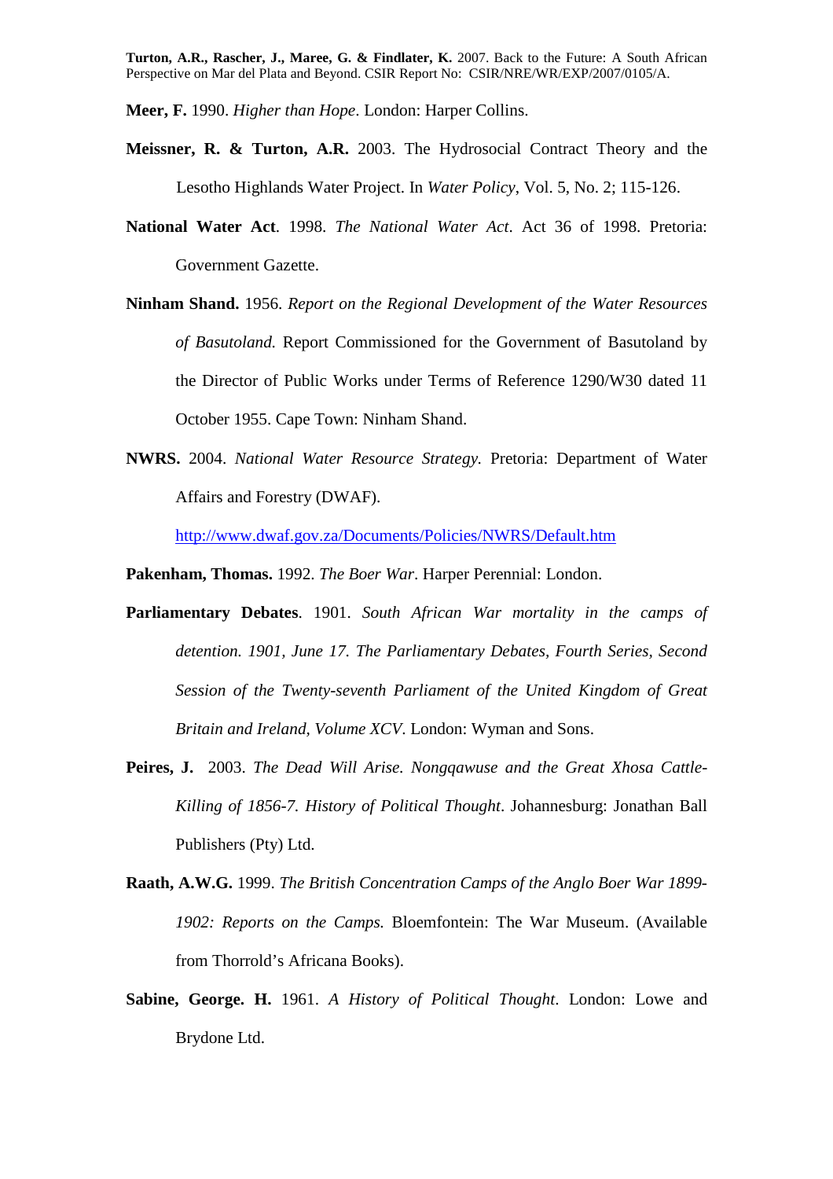**Meer, F.** 1990. *Higher than Hope*. London: Harper Collins.

**Meissner, R. & Turton, A.R.** 2003. The Hydrosocial Contract Theory and the Lesotho Highlands Water Project. In *Water Policy*, Vol. 5, No. 2; 115-126.

**National Water Act**. 1998. *The National Water Act*. Act 36 of 1998. Pretoria: Government Gazette.

**Ninham Shand.** 1956. *Report on the Regional Development of the Water Resources of Basutoland.* Report Commissioned for the Government of Basutoland by the Director of Public Works under Terms of Reference 1290/W30 dated 11 October 1955. Cape Town: Ninham Shand.

**NWRS.** 2004. *National Water Resource Strategy.* Pretoria: Department of Water Affairs and Forestry (DWAF).

http://www.dwaf.gov.za/Documents/Policies/NWRS/Default.htm

**Pakenham, Thomas.** 1992. *The Boer War*. Harper Perennial: London.

**Parliamentary Debates**. 1901. *South African War mortality in the camps of detention. 1901, June 17. The Parliamentary Debates, Fourth Series, Second Session of the Twenty-seventh Parliament of the United Kingdom of Great Britain and Ireland, Volume XCV*. London: Wyman and Sons.

**Peires, J.** 2003. *The Dead Will Arise. Nongqawuse and the Great Xhosa Cattle-Killing of 1856-7. History of Political Thought*. Johannesburg: Jonathan Ball Publishers (Pty) Ltd.

**Raath, A.W.G.** 1999. *The British Concentration Camps of the Anglo Boer War 1899-1902: Reports on the Camps.* Bloemfontein: The War Museum. (Available from Thorrold's Africana Books).

**Sabine, George. H.** 1961. *A History of Political Thought*. London: Lowe and Brydone Ltd.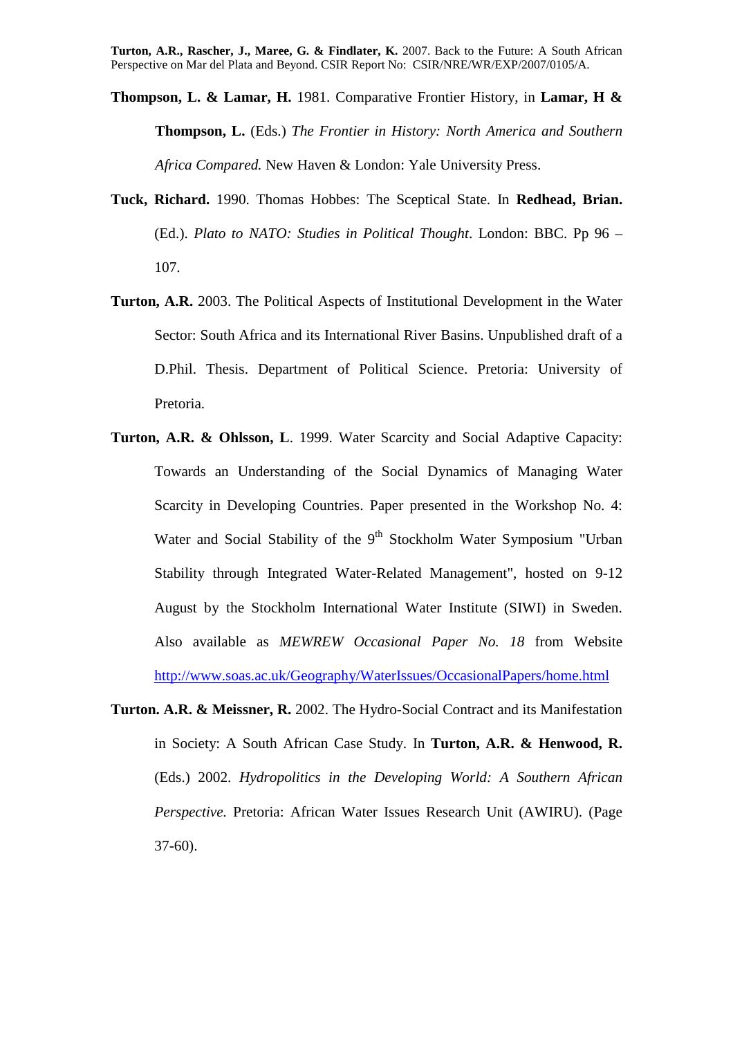**Thompson, L. & Lamar, H.** 1981. Comparative Frontier History, in **Lamar, H & Thompson, L.** (Eds.) *The Frontier in History: North America and Southern Africa Compared.* New Haven & London: Yale University Press.

**Tuck, Richard.** 1990. Thomas Hobbes: The Sceptical State. In **Redhead, Brian.** (Ed.). *Plato to NATO: Studies in Political Thought*. London: BBC. Pp 96 – 107.

**Turton, A.R.** 2003. The Political Aspects of Institutional Development in the Water Sector: South Africa and its International River Basins. Unpublished draft of a D.Phil. Thesis. Department of Political Science. Pretoria: University of Pretoria.

**Turton, A.R. & Ohlsson, L**. 1999. Water Scarcity and Social Adaptive Capacity: Towards an Understanding of the Social Dynamics of Managing Water Scarcity in Developing Countries. Paper presented in the Workshop No. 4: Water and Social Stability of the 9th Stockholm Water Symposium "Urban Stability through Integrated Water-Related Management", hosted on 9-12 August by the Stockholm International Water Institute (SIWI) in Sweden. Also available as *MEWREW Occasional Paper No. 18* from Website http://www.soas.ac.uk/Geography/WaterIssues/OccasionalPapers/home.html

**Turton. A.R. & Meissner, R.** 2002. The Hydro-Social Contract and its Manifestation in Society: A South African Case Study. In **Turton, A.R. & Henwood, R.** (Eds.) 2002. *Hydropolitics in the Developing World: A Southern African Perspective.* Pretoria: African Water Issues Research Unit (AWIRU). (Page 37-60).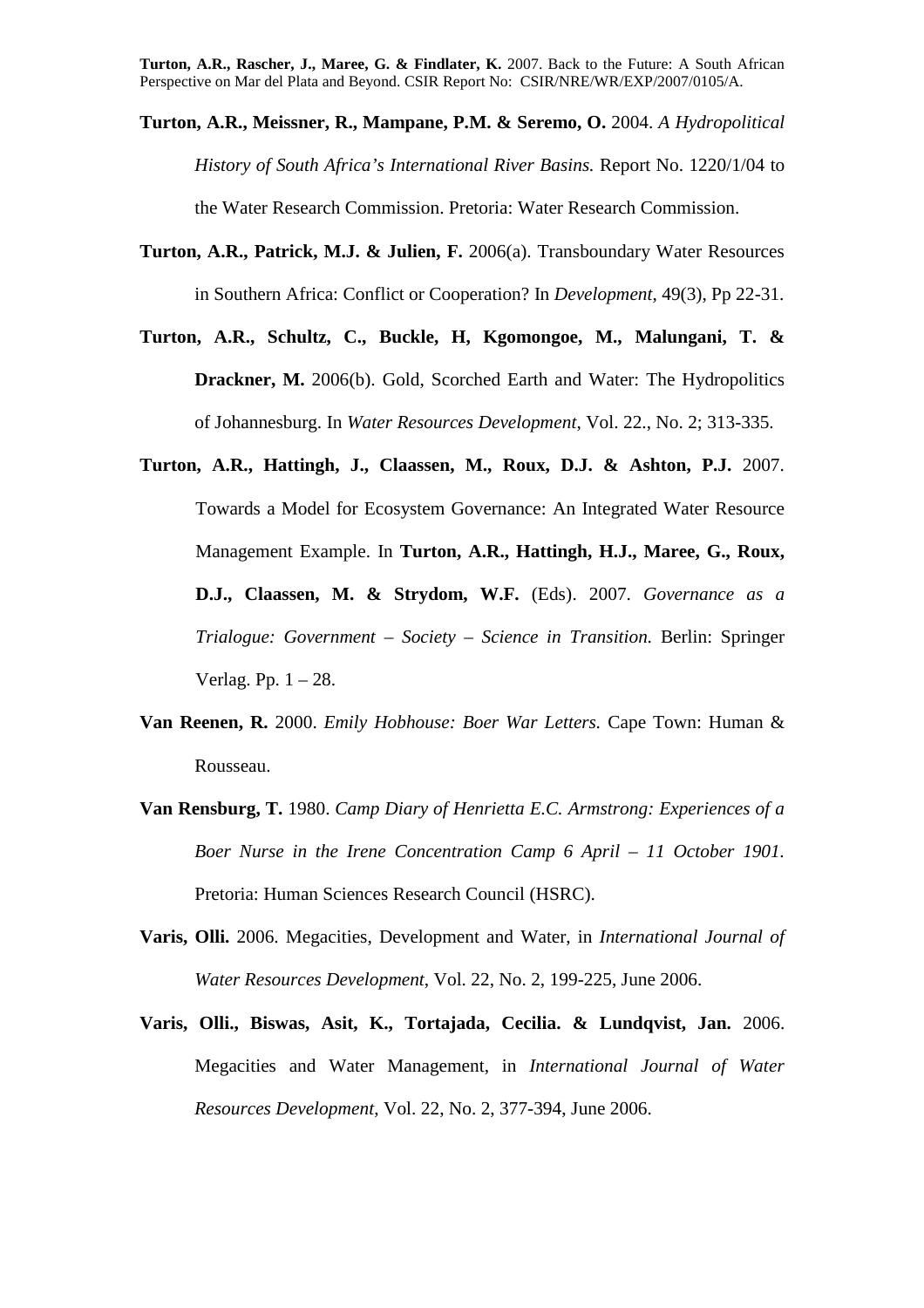**Turton, A.R., Meissner, R., Mampane, P.M. & Seremo, O.** 2004. *A Hydropolitical History of South Africa's International River Basins.* Report No. 1220/1/04 to the Water Research Commission. Pretoria: Water Research Commission.

**Turton, A.R., Patrick, M.J. & Julien, F.** 2006(a). Transboundary Water Resources in Southern Africa: Conflict or Cooperation? In *Development*, 49(3), Pp 22-31.

**Turton, A.R., Schultz, C., Buckle, H, Kgomongoe, M., Malungani, T. & Drackner, M.** 2006(b). Gold, Scorched Earth and Water: The Hydropolitics of Johannesburg. In *Water Resources Development*, Vol. 22., No. 2; 313-335.

**Turton, A.R., Hattingh, J., Claassen, M., Roux, D.J. & Ashton, P.J.** 2007. Towards a Model for Ecosystem Governance: An Integrated Water Resource Management Example. In **Turton, A.R., Hattingh, H.J., Maree, G., Roux, D.J., Claassen, M. & Strydom, W.F.** (Eds). 2007. *Governance as a Trialogue: Government – Society – Science in Transition.* Berlin: Springer Verlag. Pp. 1 – 28.

**Van Reenen, R.** 2000. *Emily Hobhouse: Boer War Letters.* Cape Town: Human & Rousseau.

**Van Rensburg, T.** 1980. *Camp Diary of Henrietta E.C. Armstrong: Experiences of a Boer Nurse in the Irene Concentration Camp 6 April – 11 October 1901.* Pretoria: Human Sciences Research Council (HSRC).

**Varis, Olli.** 2006. Megacities, Development and Water, in *International Journal of Water Resources Development*, Vol. 22, No. 2, 199-225, June 2006.

**Varis, Olli., Biswas, Asit, K., Tortajada, Cecilia. & Lundqvist, Jan.** 2006. Megacities and Water Management, in *International Journal of Water Resources Development*, Vol. 22, No. 2, 377-394, June 2006.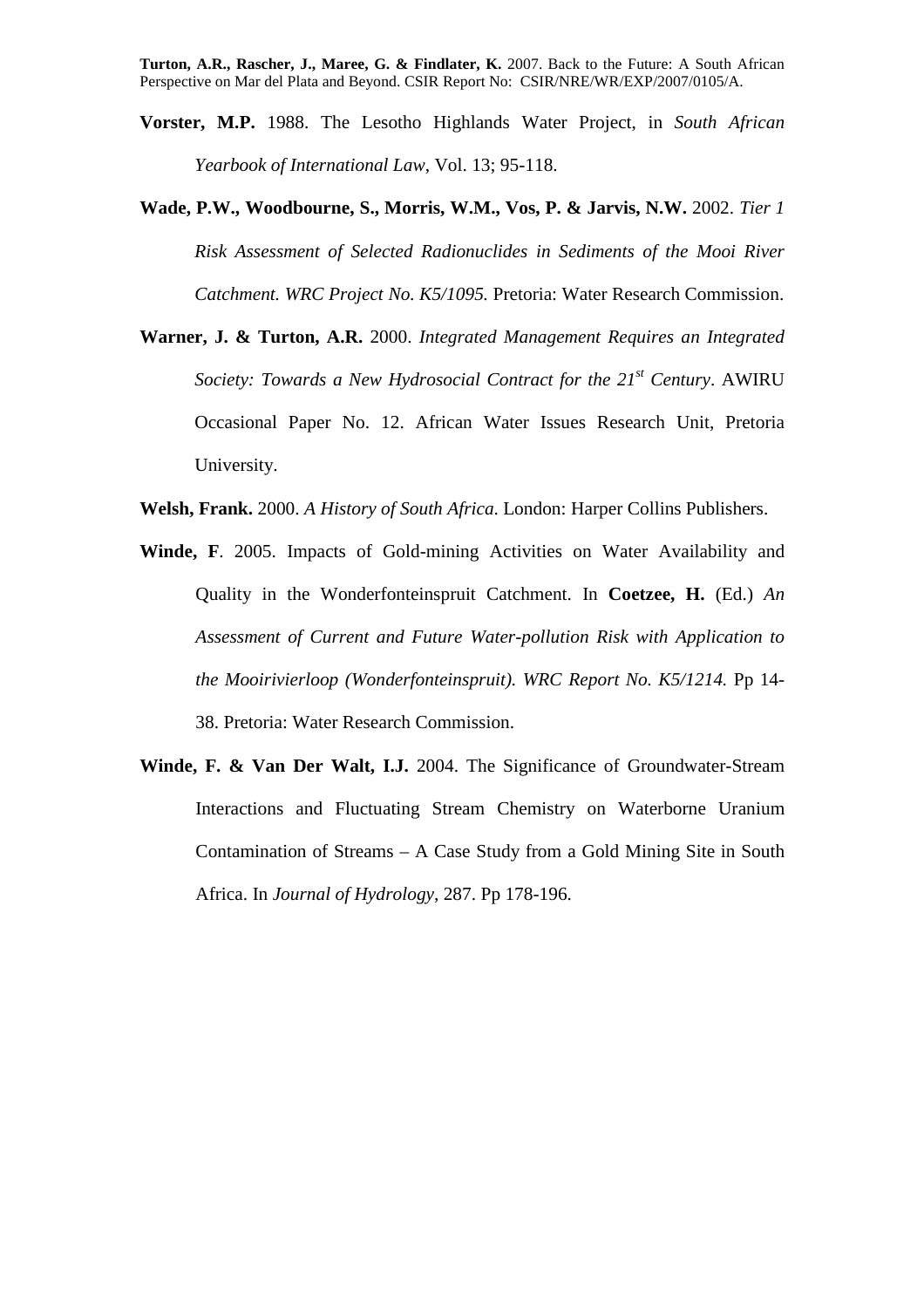**Vorster, M.P.** 1988. The Lesotho Highlands Water Project, in *South African Yearbook of International Law*, Vol. 13; 95-118.

**Wade, P.W., Woodbourne, S., Morris, W.M., Vos, P. & Jarvis, N.W.** 2002. *Tier 1 Risk Assessment of Selected Radionuclides in Sediments of the Mooi River Catchment. WRC Project No. K5/1095.* Pretoria: Water Research Commission.

**Warner, J. & Turton, A.R.** 2000. *Integrated Management Requires an Integrated Society: Towards a New Hydrosocial Contract for the 21st Century*. AWIRU Occasional Paper No. 12. African Water Issues Research Unit, Pretoria University.

**Welsh, Frank.** 2000. *A History of South Africa*. London: Harper Collins Publishers.

**Winde, F**. 2005. Impacts of Gold-mining Activities on Water Availability and Quality in the Wonderfonteinspruit Catchment. In **Coetzee, H.** (Ed.) *An Assessment of Current and Future Water-pollution Risk with Application to the Mooirivierloop (Wonderfonteinspruit). WRC Report No. K5/1214.* Pp 14-38. Pretoria: Water Research Commission.

**Winde, F. & Van Der Walt, I.J.** 2004. The Significance of Groundwater-Stream Interactions and Fluctuating Stream Chemistry on Waterborne Uranium Contamination of Streams – A Case Study from a Gold Mining Site in South Africa. In *Journal of Hydrology*, 287. Pp 178-196.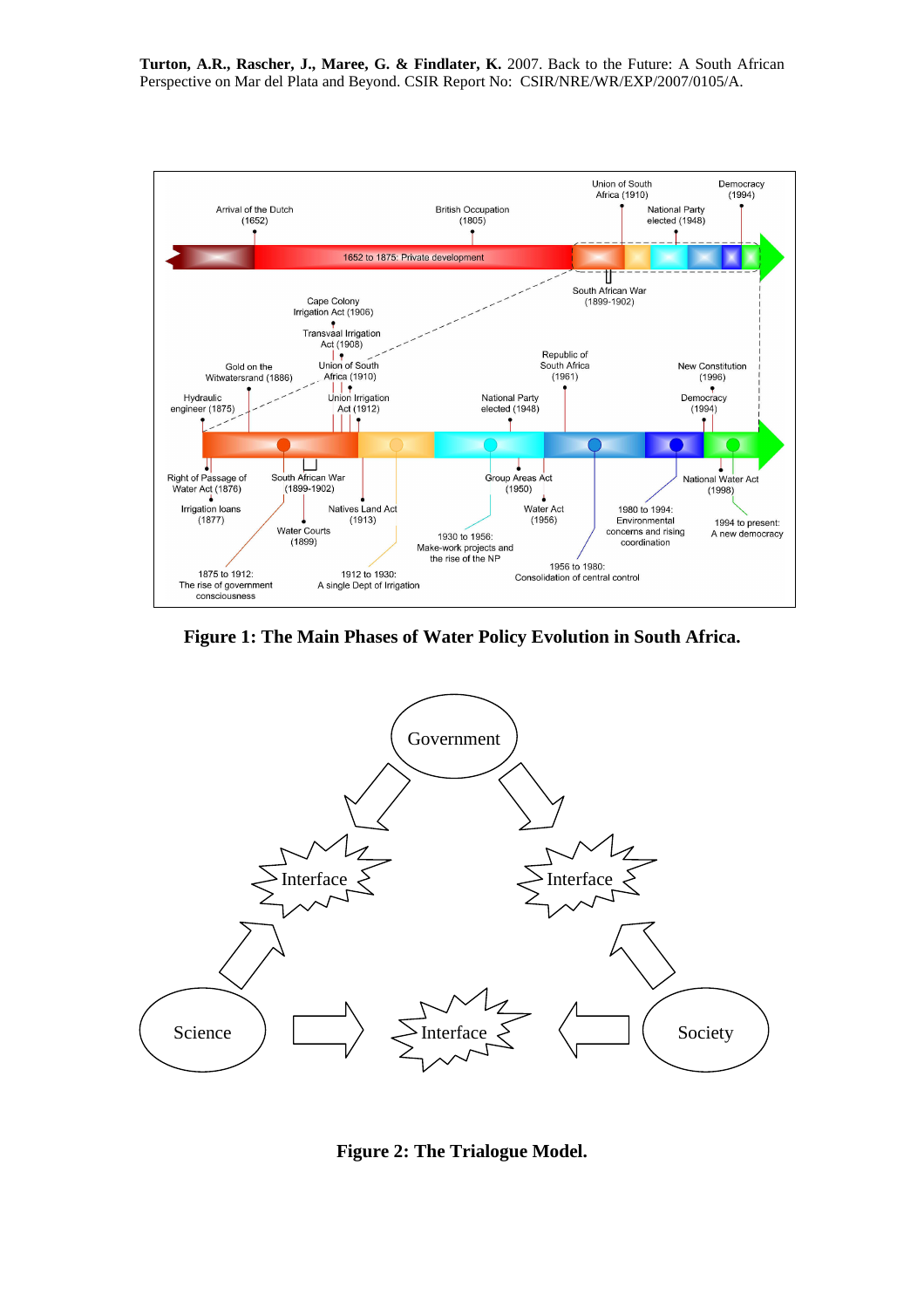Turton, A.R., Rascher, J., Maree, G. & Findlater, K. 2007. Back to the Future: A South African Perspective on Mar del Plata and Beyond. CSIR Report No: CSIR/NRE/WR/EXP/2007/0105/A.

**Figure 1: The Main Phases of Water Policy Evolution in South Africa.**

**Figure 2: The Trialogue Model.**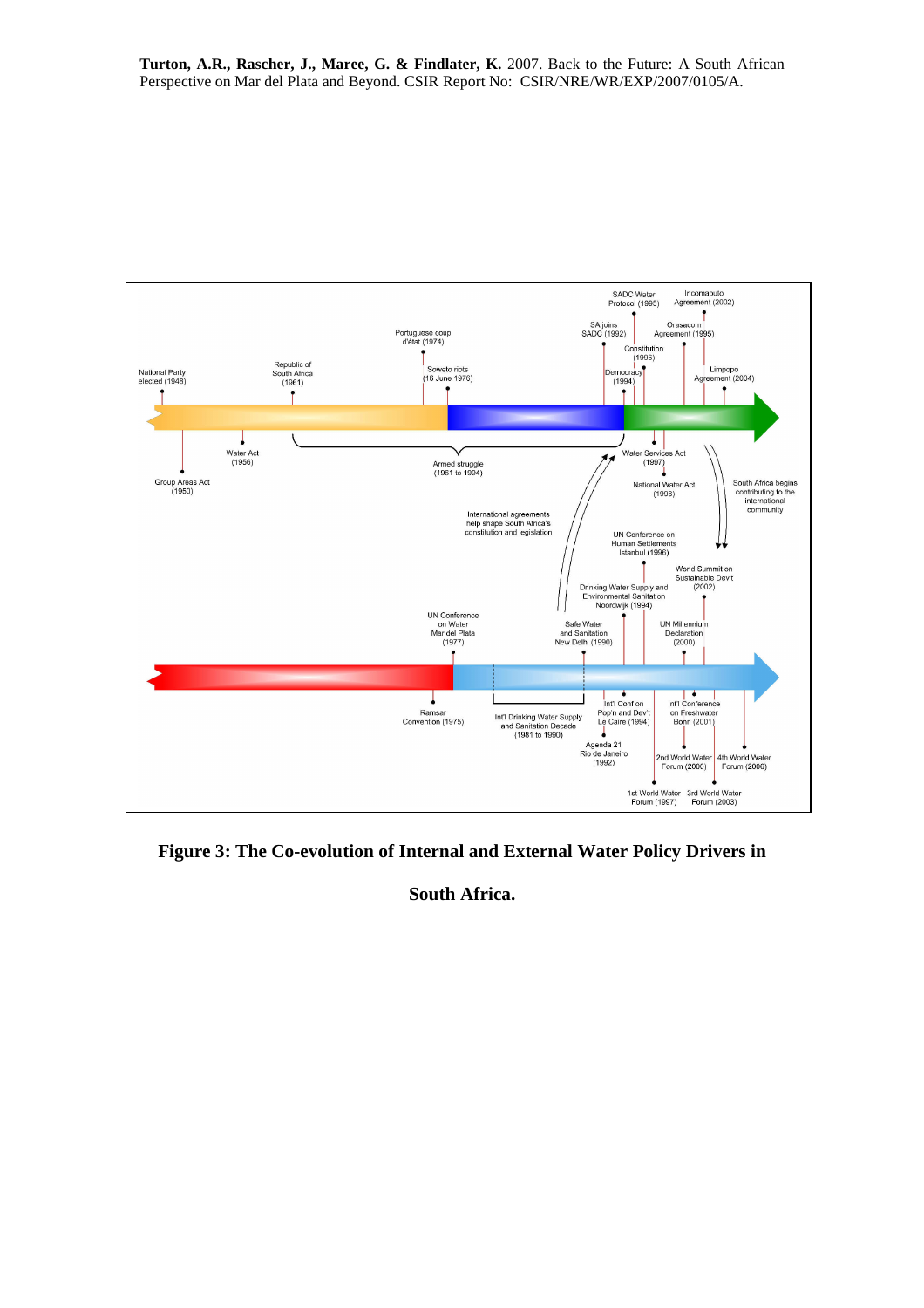National Party elected (1948)

Group Areas Act (1950)

Water Act (1956)

Republic of South Africa (1961)

Portuguese coup d'état (1974)

Soweto riots (16 June 1976)

Armed struggle (1961 to 1994)

SA joins SADC (1992)

Democracy (1994)

Constitution (1996)

SADC Water Protocol (1995)

Orasecom Agreement (1995)

Incomaputo Agreement (2002)

Limpopo Agreement (2004)

Water Services Act (1997)

National Water Act (1998)

South Africa begins contributing to the international community

International agreements help shape South Africa's constitution and legislation

UN Conference on Human Settlements Istanbul (1996)

World Summit on Sustainable Dev't (2002)

Drinking Water Supply and Environmental Sanitation Noordwijk (1994)

UN Millennium Declaration (2000)

Safe Water and Sanitation New Delhi (1990)

UN Conference on Water Mar del Plata (1977)

Ramsar Convention (1975)

Int'l Drinking Water Supply and Sanitation Decade (1981 to 1990)

Int'l Conf on Pop'n and Dev't Le Caire (1994)

Agenda 21 Rio de Janeiro (1992)

Int'l Conference on Freshwater Bonn (2001)

2nd World Water Forum (2000)

4th World Water Forum (2006)

1st World Water Forum (1997)

3rd World Water Forum (2003)

**Figure 3: The Co-evolution of Internal and External Water Policy Drivers in South Africa.**